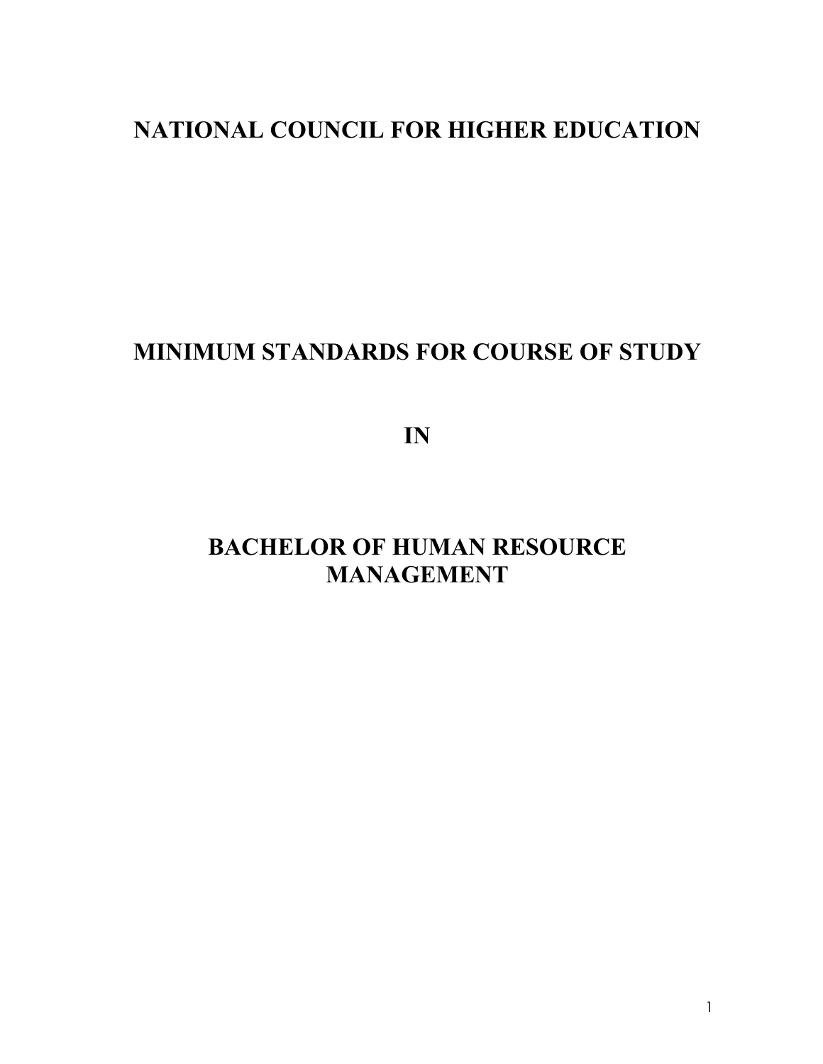# NATIONAL COUNCIL FOR HIGHER EDUCATION

# MINIMUM STANDARDS FOR COURSE OF STUDY

# IN

# BACHELOR OF HUMAN RESOURCE MANAGEMENT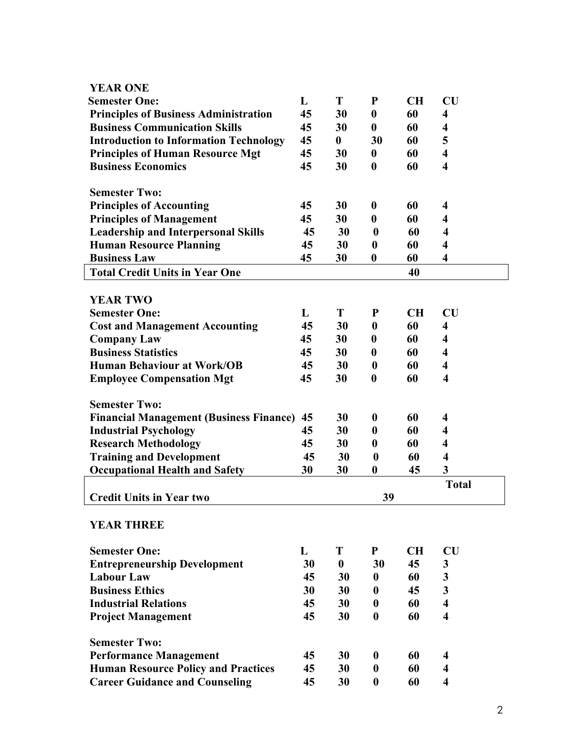**YEAR ONE**

| **Semester One:** | **L** | **T** | **P** | **CH** | **CU** |
|---|---|---|---|---|---|
| **Principles of Business Administration** | **45** | **30** | **0** | **60** | **4** |
| **Business Communication Skills** | **45** | **30** | **0** | **60** | **4** |
| **Introduction to Information Technology** | **45** | **0** | **30** | **60** | **5** |
| **Principles of Human Resource Mgt** | **45** | **30** | **0** | **60** | **4** |
| **Business Economics** | **45** | **30** | **0** | **60** | **4** |
| | | | | | |
| **Semester Two:** | | | | | |
| **Principles of Accounting** | **45** | **30** | **0** | **60** | **4** |
| **Principles of Management** | **45** | **30** | **0** | **60** | **4** |
| **Leadership and Interpersonal Skills** | **45** | **30** | **0** | **60** | **4** |
| **Human Resource Planning** | **45** | **30** | **0** | **60** | **4** |
| **Business Law** | **45** | **30** | **0** | **60** | **4** |
| **Total Credit Units in Year One** | | | | **40** | |

**YEAR TWO**

| **Semester One:** | **L** | **T** | **P** | **CH** | **CU** |
|---|---|---|---|---|---|
| **Cost and Management Accounting** | **45** | **30** | **0** | **60** | **4** |
| **Company Law** | **45** | **30** | **0** | **60** | **4** |
| **Business Statistics** | **45** | **30** | **0** | **60** | **4** |
| **Human Behaviour at Work/OB** | **45** | **30** | **0** | **60** | **4** |
| **Employee Compensation Mgt** | **45** | **30** | **0** | **60** | **4** |
| | | | | | |
| **Semester Two:** | | | | | |
| **Financial Management (Business Finance)** | **45** | **30** | **0** | **60** | **4** |
| **Industrial Psychology** | **45** | **30** | **0** | **60** | **4** |
| **Research Methodology** | **45** | **30** | **0** | **60** | **4** |
| **Training and Development** | **45** | **30** | **0** | **60** | **4** |
| **Occupational Health and Safety** | **30** | **30** | **0** | **45** | **3** |
| | | | | | **Total** |
| **Credit Units in Year two** | | | **39** | | |

**YEAR THREE**

| **Semester One:** | **L** | **T** | **P** | **CH** | **CU** |
|---|---|---|---|---|---|
| **Entrepreneurship Development** | **30** | **0** | **30** | **45** | **3** |
| **Labour Law** | **45** | **30** | **0** | **60** | **3** |
| **Business Ethics** | **30** | **30** | **0** | **45** | **3** |
| **Industrial Relations** | **45** | **30** | **0** | **60** | **4** |
| **Project Management** | **45** | **30** | **0** | **60** | **4** |
| | | | | | |
| **Semester Two:** | | | | | |
| **Performance Management** | **45** | **30** | **0** | **60** | **4** |
| **Human Resource Policy and Practices** | **45** | **30** | **0** | **60** | **4** |
| **Career Guidance and Counseling** | **45** | **30** | **0** | **60** | **4** |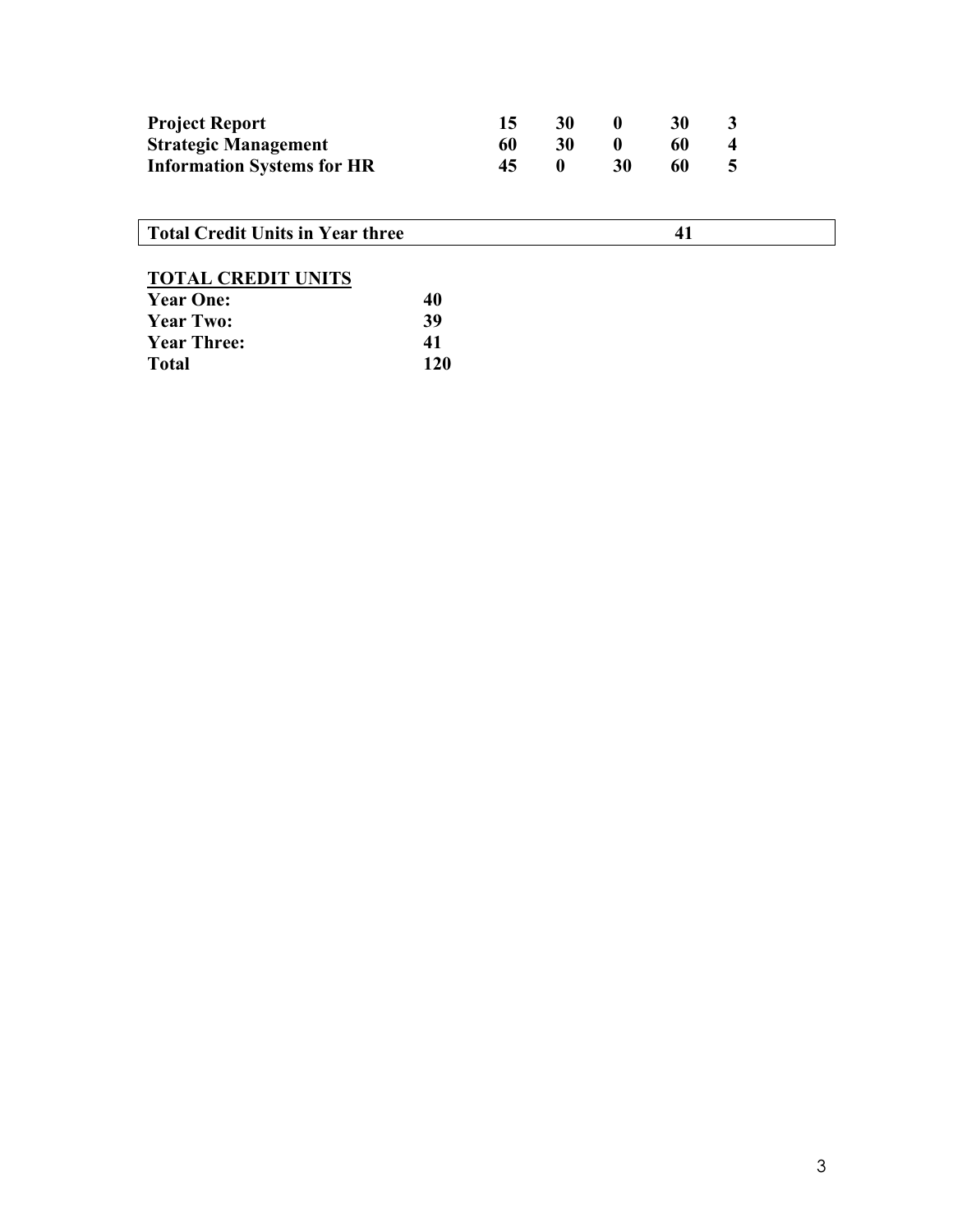| | | | | | |
|---|---|---|---|---|---|
| **Project Report** | **15** | **30** | **0** | **30** | **3** |
| **Strategic Management** | **60** | **30** | **0** | **60** | **4** |
| **Information Systems for HR** | **45** | **0** | **30** | **60** | **5** |

| | |
|---|---|
| **Total Credit Units in Year three** | **41** |

**<u>TOTAL CREDIT UNITS</u>**

| | |
|---|---|
| **Year One:** | **40** |
| **Year Two:** | **39** |
| **Year Three:** | **41** |
| **Total** | **120** |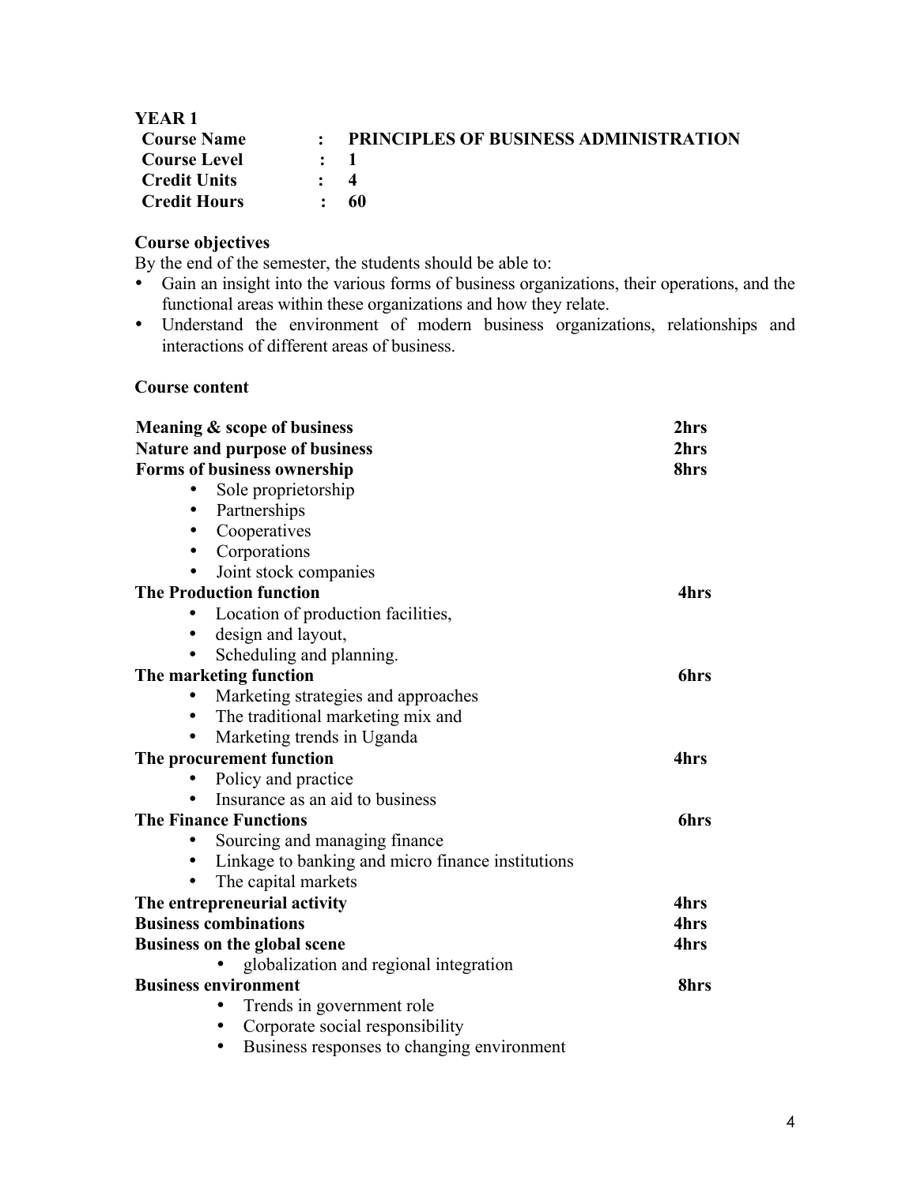**YEAR 1**

**Course Name : PRINCIPLES OF BUSINESS ADMINISTRATION**
**Course Level : 1**
**Credit Units : 4**
**Credit Hours : 60**

**Course objectives**

By the end of the semester, the students should be able to:

- Gain an insight into the various forms of business organizations, their operations, and the functional areas within these organizations and how they relate.
- Understand the environment of modern business organizations, relationships and interactions of different areas of business.

**Course content**

**Meaning & scope of business** **2hrs**

**Nature and purpose of business** **2hrs**

**Forms of business ownership** **8hrs**

- Sole proprietorship
- Partnerships
- Cooperatives
- Corporations
- Joint stock companies

**The Production function** **4hrs**

- Location of production facilities,
- design and layout,
- Scheduling and planning.

**The marketing function** **6hrs**

- Marketing strategies and approaches
- The traditional marketing mix and
- Marketing trends in Uganda

**The procurement function** **4hrs**

- Policy and practice
- Insurance as an aid to business

**The Finance Functions** **6hrs**

- Sourcing and managing finance
- Linkage to banking and micro finance institutions
- The capital markets

**The entrepreneurial activity** **4hrs**

**Business combinations** **4hrs**

**Business on the global scene** **4hrs**

- globalization and regional integration

**Business environment** **8hrs**

- Trends in government role
- Corporate social responsibility
- Business responses to changing environment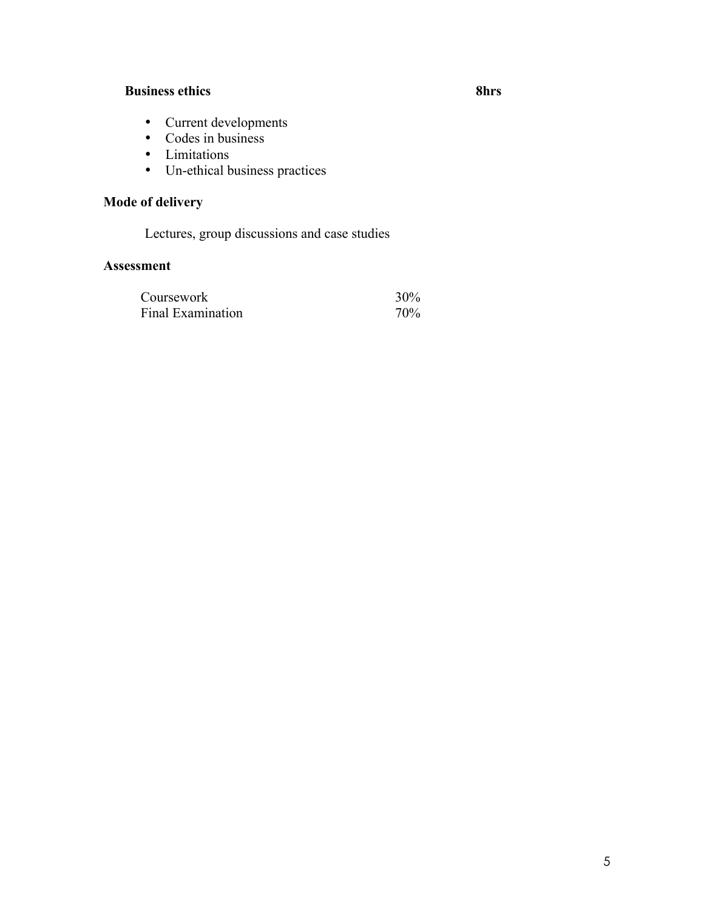**Business ethics** **8hrs**

- Current developments
- Codes in business
- Limitations
- Un-ethical business practices

**Mode of delivery**

Lectures, group discussions and case studies

**Assessment**

| | |
|---|---|
| Coursework | 30% |
| Final Examination | 70% |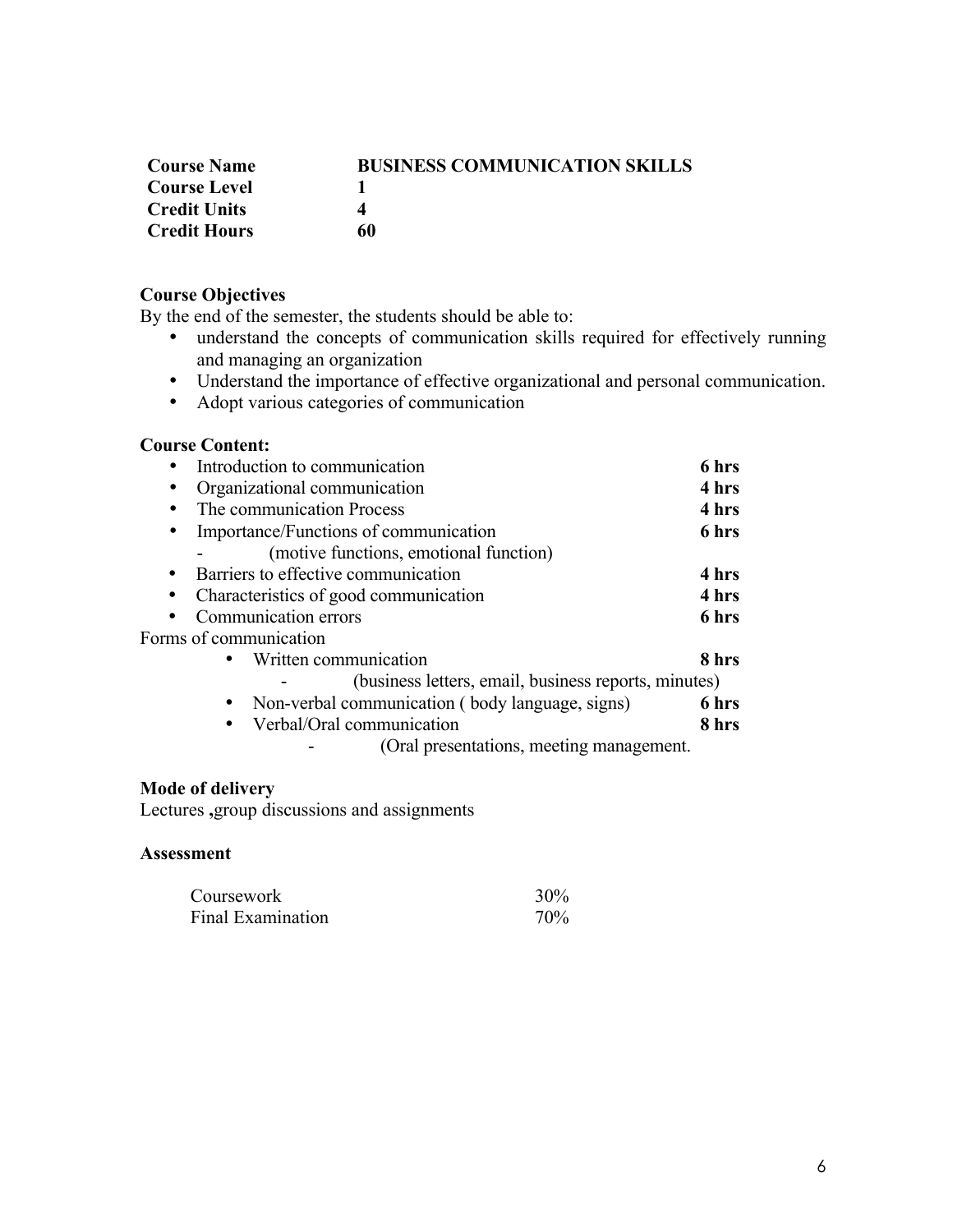| | |
|---|---|
| **Course Name** | **BUSINESS COMMUNICATION SKILLS** |
| **Course Level** | **1** |
| **Credit Units** | **4** |
| **Credit Hours** | **60** |

**Course Objectives**

By the end of the semester, the students should be able to:

- understand the concepts of communication skills required for effectively running and managing an organization
- Understand the importance of effective organizational and personal communication.
- Adopt various categories of communication

**Course Content:**

- Introduction to communication **6 hrs**
- Organizational communication **4 hrs**
- The communication Process **4 hrs**
- Importance/Functions of communication **6 hrs**
  - (motive functions, emotional function)
- Barriers to effective communication **4 hrs**
- Characteristics of good communication **4 hrs**
- Communication errors **6 hrs**

Forms of communication

- Written communication **8 hrs**
  - (business letters, email, business reports, minutes)
- Non-verbal communication ( body language, signs) **6 hrs**
- Verbal/Oral communication **8 hrs**
  - (Oral presentations, meeting management.

**Mode of delivery**

Lectures **,**group discussions and assignments

**Assessment**

| | |
|---|---|
| Coursework | 30% |
| Final Examination | 70% |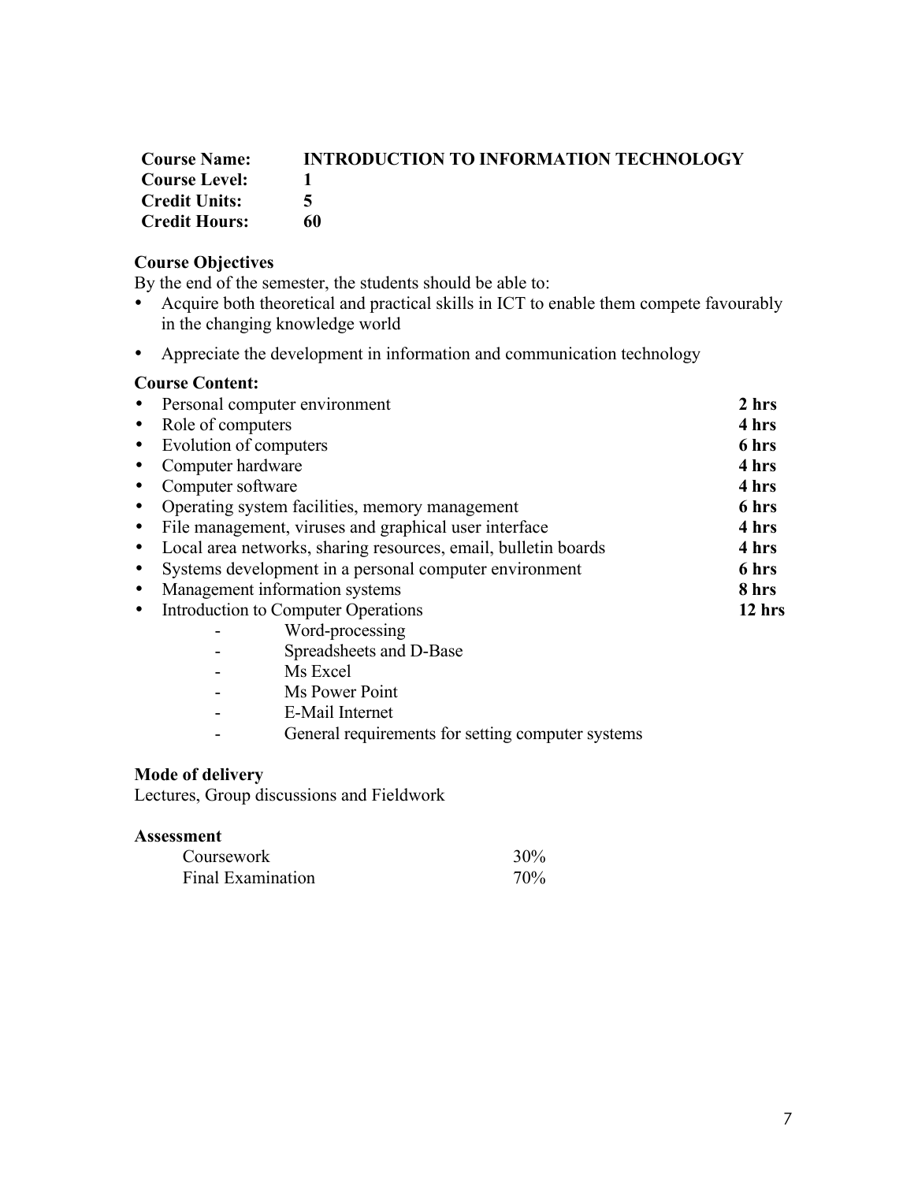| | |
|---|---|
| **Course Name:** | **INTRODUCTION TO INFORMATION TECHNOLOGY** |
| **Course Level:** | **1** |
| **Credit Units:** | **5** |
| **Credit Hours:** | **60** |

**Course Objectives**

By the end of the semester, the students should be able to:

- Acquire both theoretical and practical skills in ICT to enable them compete favourably in the changing knowledge world
- Appreciate the development in information and communication technology

**Course Content:**

| | |
|---|---|
| • Personal computer environment | **2 hrs** |
| • Role of computers | **4 hrs** |
| • Evolution of computers | **6 hrs** |
| • Computer hardware | **4 hrs** |
| • Computer software | **4 hrs** |
| • Operating system facilities, memory management | **6 hrs** |
| • File management, viruses and graphical user interface | **4 hrs** |
| • Local area networks, sharing resources, email, bulletin boards | **4 hrs** |
| • Systems development in a personal computer environment | **6 hrs** |
| • Management information systems | **8 hrs** |
| • Introduction to Computer Operations | **12 hrs** |

- Word-processing
- Spreadsheets and D-Base
- Ms Excel
- Ms Power Point
- E-Mail Internet
- General requirements for setting computer systems

**Mode of delivery**

Lectures, Group discussions and Fieldwork

**Assessment**

| | |
|---|---|
| Coursework | 30% |
| Final Examination | 70% |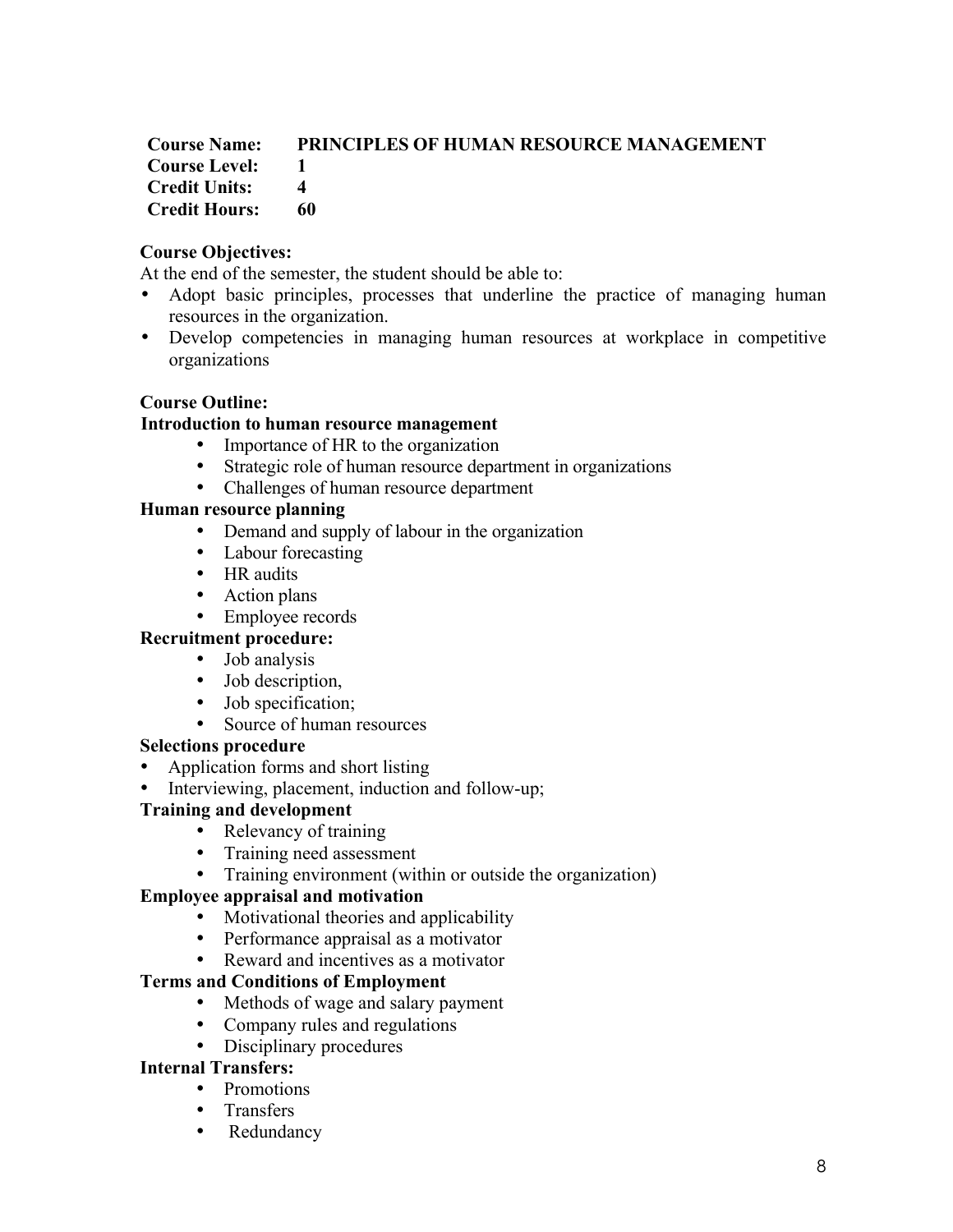**Course Name:** **PRINCIPLES OF HUMAN RESOURCE MANAGEMENT**
**Course Level:** **1**
**Credit Units:** **4**
**Credit Hours:** **60**

**Course Objectives:**

At the end of the semester, the student should be able to:

- Adopt basic principles, processes that underline the practice of managing human resources in the organization.
- Develop competencies in managing human resources at workplace in competitive organizations

**Course Outline:**

**Introduction to human resource management**

- Importance of HR to the organization
- Strategic role of human resource department in organizations
- Challenges of human resource department

**Human resource planning**

- Demand and supply of labour in the organization
- Labour forecasting
- HR audits
- Action plans
- Employee records

**Recruitment procedure:**

- Job analysis
- Job description,
- Job specification;
- Source of human resources

**Selections procedure**

- Application forms and short listing
- Interviewing, placement, induction and follow-up;

**Training and development**

- Relevancy of training
- Training need assessment
- Training environment (within or outside the organization)

**Employee appraisal and motivation**

- Motivational theories and applicability
- Performance appraisal as a motivator
- Reward and incentives as a motivator

**Terms and Conditions of Employment**

- Methods of wage and salary payment
- Company rules and regulations
- Disciplinary procedures

**Internal Transfers:**

- Promotions
- Transfers
- Redundancy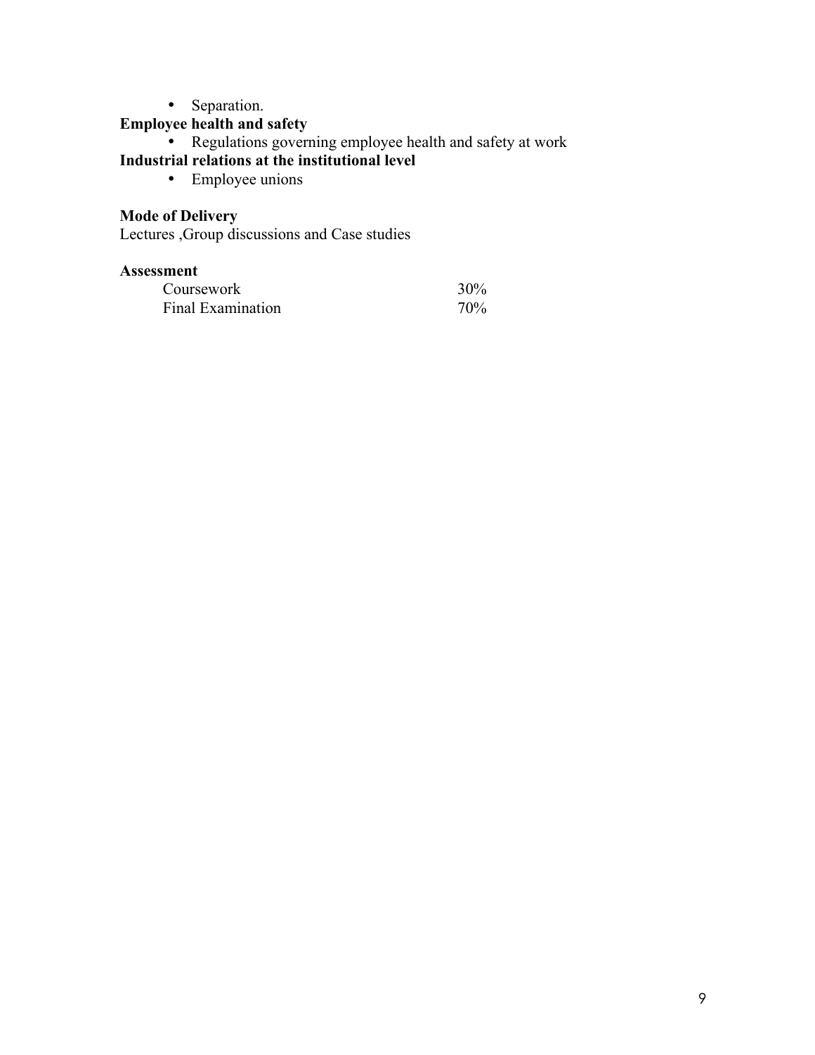- Separation.

**Employee health and safety**

- Regulations governing employee health and safety at work

**Industrial relations at the institutional level**

- Employee unions

**Mode of Delivery**

Lectures ,Group discussions and Case studies

**Assessment**

| | |
|---|---|
| Coursework | 30% |
| Final Examination | 70% |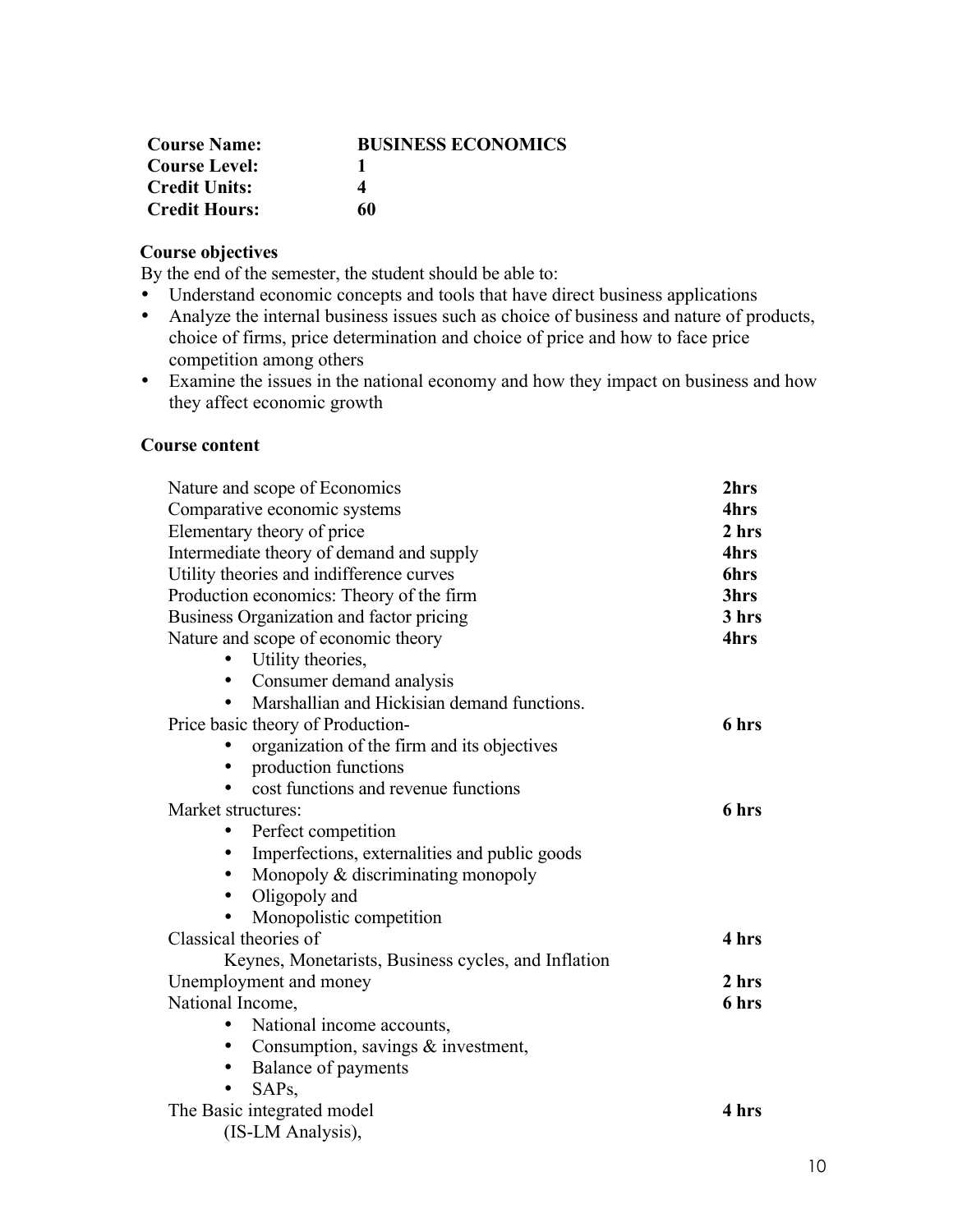| | |
|---|---|
| **Course Name:** | **BUSINESS ECONOMICS** |
| **Course Level:** | **1** |
| **Credit Units:** | **4** |
| **Credit Hours:** | **60** |

**Course objectives**

By the end of the semester, the student should be able to:

- Understand economic concepts and tools that have direct business applications
- Analyze the internal business issues such as choice of business and nature of products, choice of firms, price determination and choice of price and how to face price competition among others
- Examine the issues in the national economy and how they impact on business and how they affect economic growth

**Course content**

| | |
|---|---|
| Nature and scope of Economics | **2hrs** |
| Comparative economic systems | **4hrs** |
| Elementary theory of price | **2 hrs** |
| Intermediate theory of demand and supply | **4hrs** |
| Utility theories and indifference curves | **6hrs** |
| Production economics: Theory of the firm | **3hrs** |
| Business Organization and factor pricing | **3 hrs** |
| Nature and scope of economic theory<br>• Utility theories,<br>• Consumer demand analysis<br>• Marshallian and Hickisian demand functions. | **4hrs** |
| Price basic theory of Production-<br>• organization of the firm and its objectives<br>• production functions<br>• cost functions and revenue functions | **6 hrs** |
| Market structures:<br>• Perfect competition<br>• Imperfections, externalities and public goods<br>• Monopoly & discriminating monopoly<br>• Oligopoly and<br>• Monopolistic competition | **6 hrs** |
| Classical theories of<br>Keynes, Monetarists, Business cycles, and Inflation | **4 hrs** |
| Unemployment and money | **2 hrs** |
| National Income,<br>• National income accounts,<br>• Consumption, savings & investment,<br>• Balance of payments<br>• SAPs, | **6 hrs** |
| The Basic integrated model<br>(IS-LM Analysis), | **4 hrs** |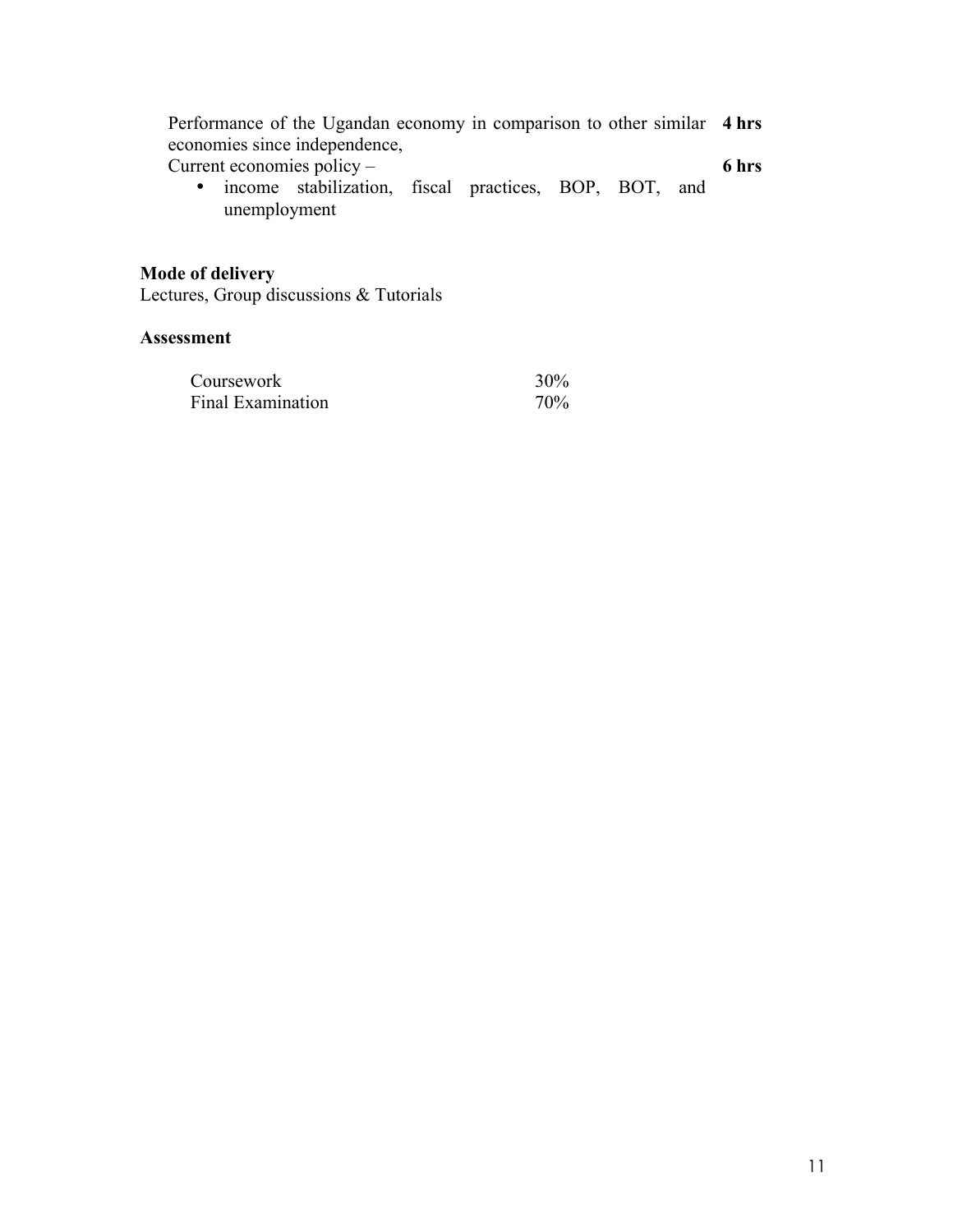| | |
|---|---|
| Performance of the Ugandan economy in comparison to other similar economies since independence, | **4 hrs** |
| Current economies policy – <br>• income stabilization, fiscal practices, BOP, BOT, and unemployment | **6 hrs** |

**Mode of delivery**

Lectures, Group discussions & Tutorials

**Assessment**

| | |
|---|---|
| Coursework | 30% |
| Final Examination | 70% |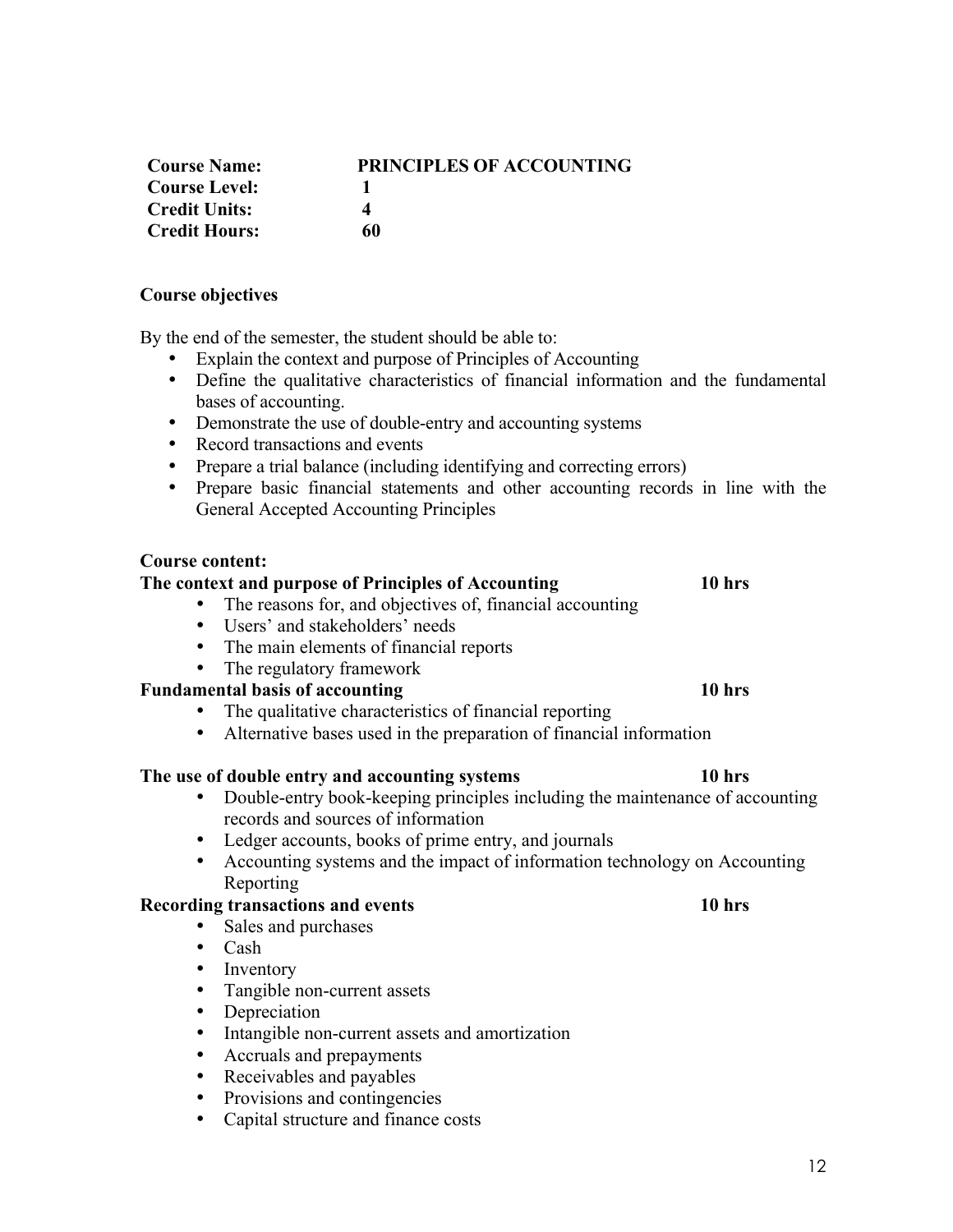| | |
|---|---|
| **Course Name:** | **PRINCIPLES OF ACCOUNTING** |
| **Course Level:** | **1** |
| **Credit Units:** | **4** |
| **Credit Hours:** | **60** |

**Course objectives**

By the end of the semester, the student should be able to:

- Explain the context and purpose of Principles of Accounting
- Define the qualitative characteristics of financial information and the fundamental bases of accounting.
- Demonstrate the use of double-entry and accounting systems
- Record transactions and events
- Prepare a trial balance (including identifying and correcting errors)
- Prepare basic financial statements and other accounting records in line with the General Accepted Accounting Principles

**Course content:**

**The context and purpose of Principles of Accounting** **10 hrs**

- The reasons for, and objectives of, financial accounting
- Users' and stakeholders' needs
- The main elements of financial reports
- The regulatory framework

**Fundamental basis of accounting** **10 hrs**

- The qualitative characteristics of financial reporting
- Alternative bases used in the preparation of financial information

**The use of double entry and accounting systems** **10 hrs**

- Double-entry book-keeping principles including the maintenance of accounting records and sources of information
- Ledger accounts, books of prime entry, and journals
- Accounting systems and the impact of information technology on Accounting Reporting

**Recording transactions and events** **10 hrs**

- Sales and purchases
- Cash
- Inventory
- Tangible non-current assets
- Depreciation
- Intangible non-current assets and amortization
- Accruals and prepayments
- Receivables and payables
- Provisions and contingencies
- Capital structure and finance costs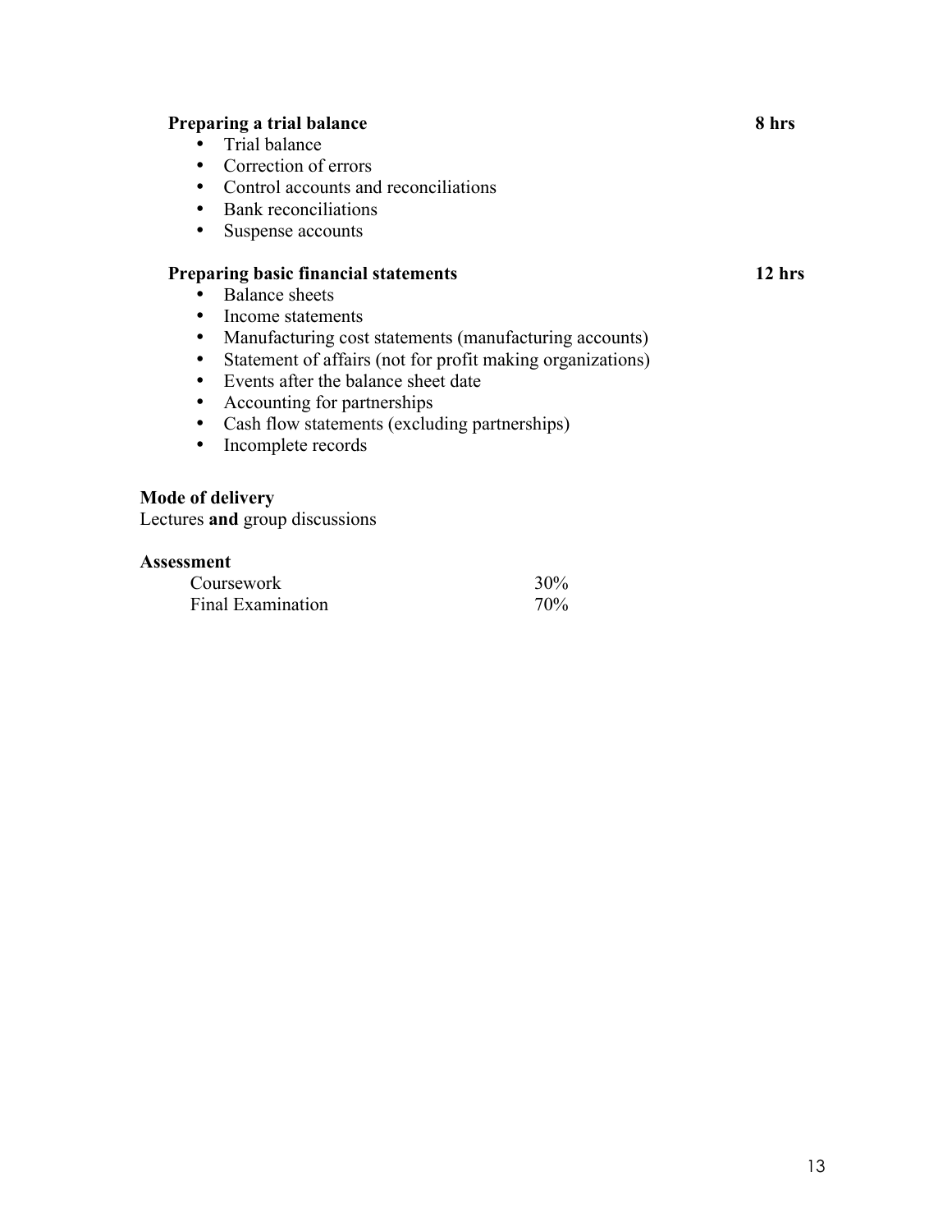**Preparing a trial balance** **8 hrs**

- Trial balance
- Correction of errors
- Control accounts and reconciliations
- Bank reconciliations
- Suspense accounts

**Preparing basic financial statements** **12 hrs**

- Balance sheets
- Income statements
- Manufacturing cost statements (manufacturing accounts)
- Statement of affairs (not for profit making organizations)
- Events after the balance sheet date
- Accounting for partnerships
- Cash flow statements (excluding partnerships)
- Incomplete records

**Mode of delivery**

Lectures **and** group discussions

**Assessment**

| | |
|---|---|
| Coursework | 30% |
| Final Examination | 70% |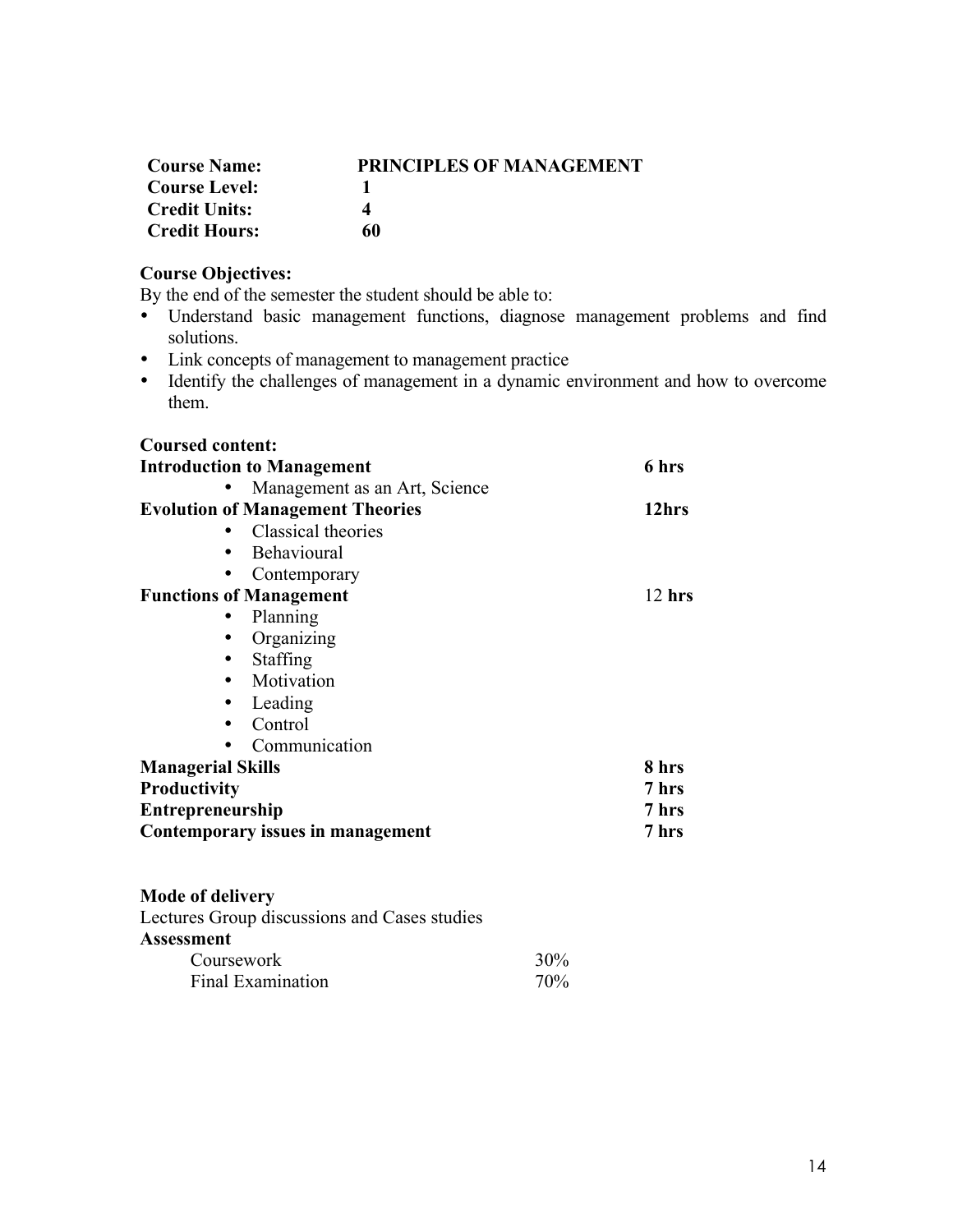| | |
|---|---|
| **Course Name:** | **PRINCIPLES OF MANAGEMENT** |
| **Course Level:** | **1** |
| **Credit Units:** | **4** |
| **Credit Hours:** | **60** |

**Course Objectives:**

By the end of the semester the student should be able to:

- Understand basic management functions, diagnose management problems and find solutions.
- Link concepts of management to management practice
- Identify the challenges of management in a dynamic environment and how to overcome them.

**Coursed content:**

**Introduction to Management** — **6 hrs**

- Management as an Art, Science

**Evolution of Management Theories** — **12hrs**

- Classical theories
- Behavioural
- Contemporary

**Functions of Management** — 12 **hrs**

- Planning
- Organizing
- Staffing
- Motivation
- Leading
- Control
- Communication

**Managerial Skills** — **8 hrs**

**Productivity** — **7 hrs**

**Entrepreneurship** — **7 hrs**

**Contemporary issues in management** — **7 hrs**

**Mode of delivery**

Lectures Group discussions and Cases studies

**Assessment**

| | |
|---|---|
| Coursework | 30% |
| Final Examination | 70% |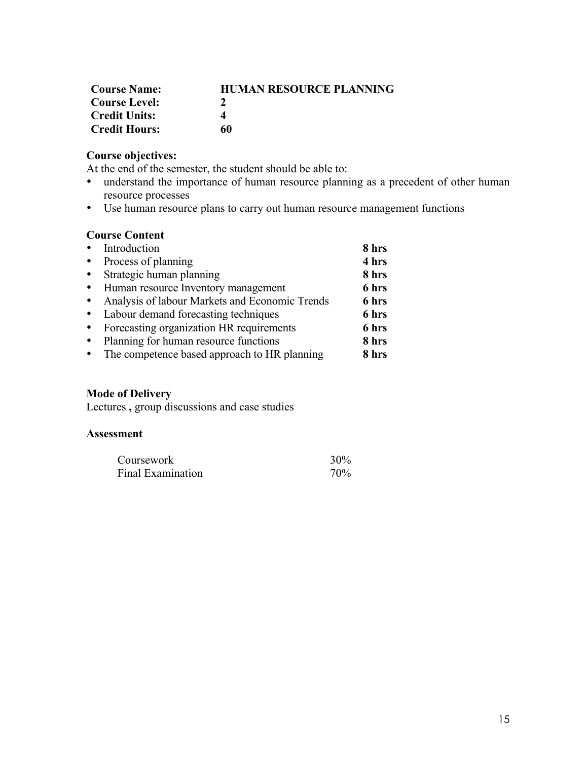| | |
|---|---|
| **Course Name:** | **HUMAN RESOURCE PLANNING** |
| **Course Level:** | **2** |
| **Credit Units:** | **4** |
| **Credit Hours:** | **60** |

**Course objectives:**

At the end of the semester, the student should be able to:

- understand the importance of human resource planning as a precedent of other human resource processes
- Use human resource plans to carry out human resource management functions

**Course Content**

| | |
|---|---|
| • Introduction | **8 hrs** |
| • Process of planning | **4 hrs** |
| • Strategic human planning | **8 hrs** |
| • Human resource Inventory management | **6 hrs** |
| • Analysis of labour Markets and Economic Trends | **6 hrs** |
| • Labour demand forecasting techniques | **6 hrs** |
| • Forecasting organization HR requirements | **6 hrs** |
| • Planning for human resource functions | **8 hrs** |
| • The competence based approach to HR planning | **8 hrs** |

**Mode of Delivery**

Lectures **,** group discussions and case studies

**Assessment**

| | |
|---|---|
| Coursework | 30% |
| Final Examination | 70% |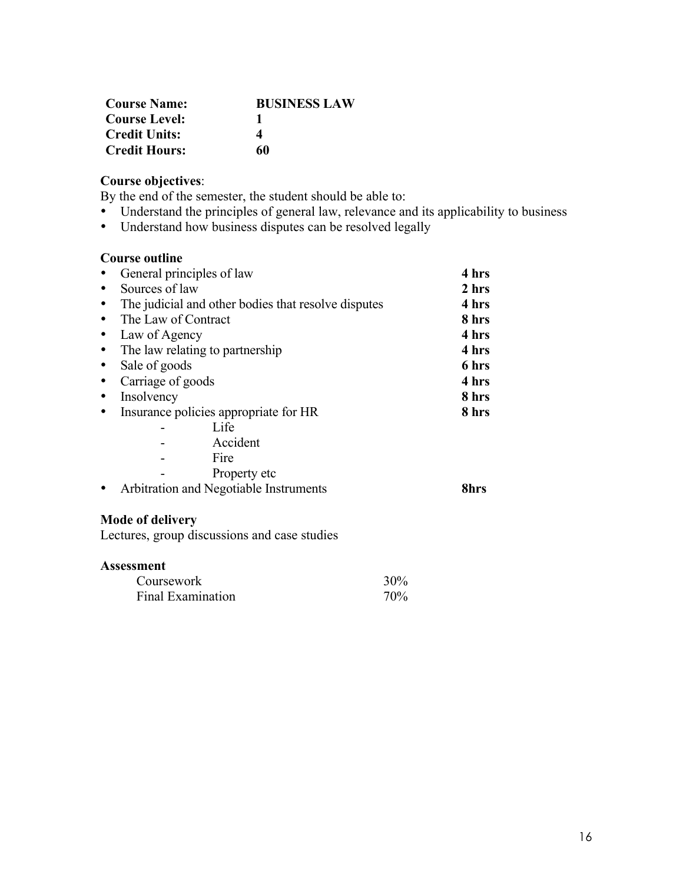| | |
|---|---|
| **Course Name:** | **BUSINESS LAW** |
| **Course Level:** | **1** |
| **Credit Units:** | **4** |
| **Credit Hours:** | **60** |

**Course objectives**:

By the end of the semester, the student should be able to:

- Understand the principles of general law, relevance and its applicability to business
- Understand how business disputes can be resolved legally

**Course outline**

- General principles of law **4 hrs**
- Sources of law **2 hrs**
- The judicial and other bodies that resolve disputes **4 hrs**
- The Law of Contract **8 hrs**
- Law of Agency **4 hrs**
- The law relating to partnership **4 hrs**
- Sale of goods **6 hrs**
- Carriage of goods **4 hrs**
- Insolvency **8 hrs**
- Insurance policies appropriate for HR **8 hrs**
    - Life
    - Accident
    - Fire
    - Property etc
- Arbitration and Negotiable Instruments **8hrs**

**Mode of delivery**

Lectures, group discussions and case studies

**Assessment**

| | |
|---|---|
| Coursework | 30% |
| Final Examination | 70% |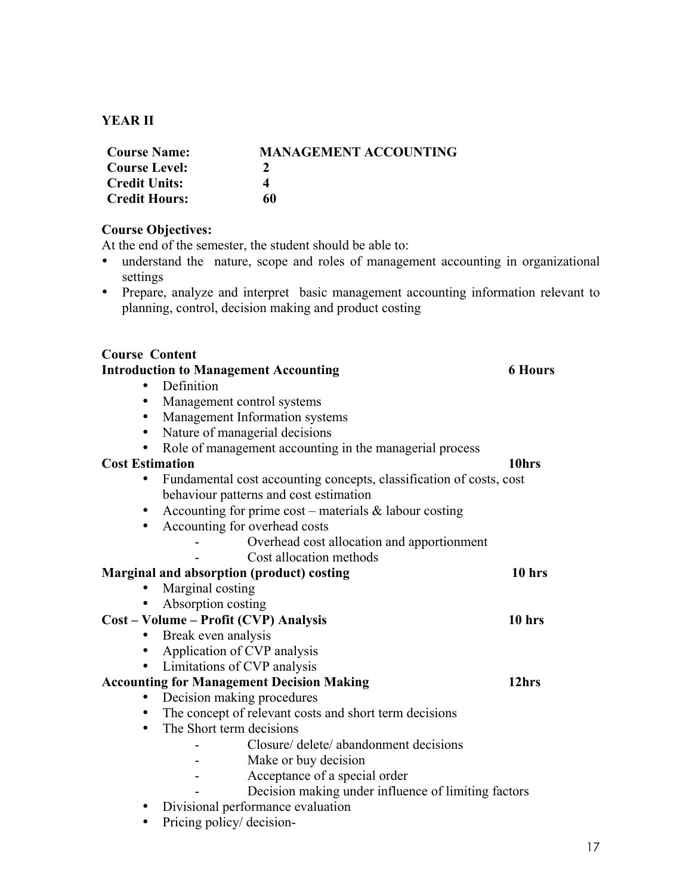**YEAR II**

| | |
|---|---|
| **Course Name:** | **MANAGEMENT ACCOUNTING** |
| **Course Level:** | **2** |
| **Credit Units:** | **4** |
| **Credit Hours:** | **60** |

**Course Objectives:**

At the end of the semester, the student should be able to:

- understand the nature, scope and roles of management accounting in organizational settings
- Prepare, analyze and interpret basic management accounting information relevant to planning, control, decision making and product costing

**Course Content**

**Introduction to Management Accounting** **6 Hours**

- Definition
- Management control systems
- Management Information systems
- Nature of managerial decisions
- Role of management accounting in the managerial process

**Cost Estimation** **10hrs**

- Fundamental cost accounting concepts, classification of costs, cost behaviour patterns and cost estimation
- Accounting for prime cost – materials & labour costing
- Accounting for overhead costs
  - Overhead cost allocation and apportionment
  - Cost allocation methods

**Marginal and absorption (product) costing** **10 hrs**

- Marginal costing
- Absorption costing

**Cost – Volume – Profit (CVP) Analysis** **10 hrs**

- Break even analysis
- Application of CVP analysis
- Limitations of CVP analysis

**Accounting for Management Decision Making** **12hrs**

- Decision making procedures
- The concept of relevant costs and short term decisions
- The Short term decisions
  - Closure/ delete/ abandonment decisions
  - Make or buy decision
  - Acceptance of a special order
  - Decision making under influence of limiting factors
- Divisional performance evaluation
- Pricing policy/ decision-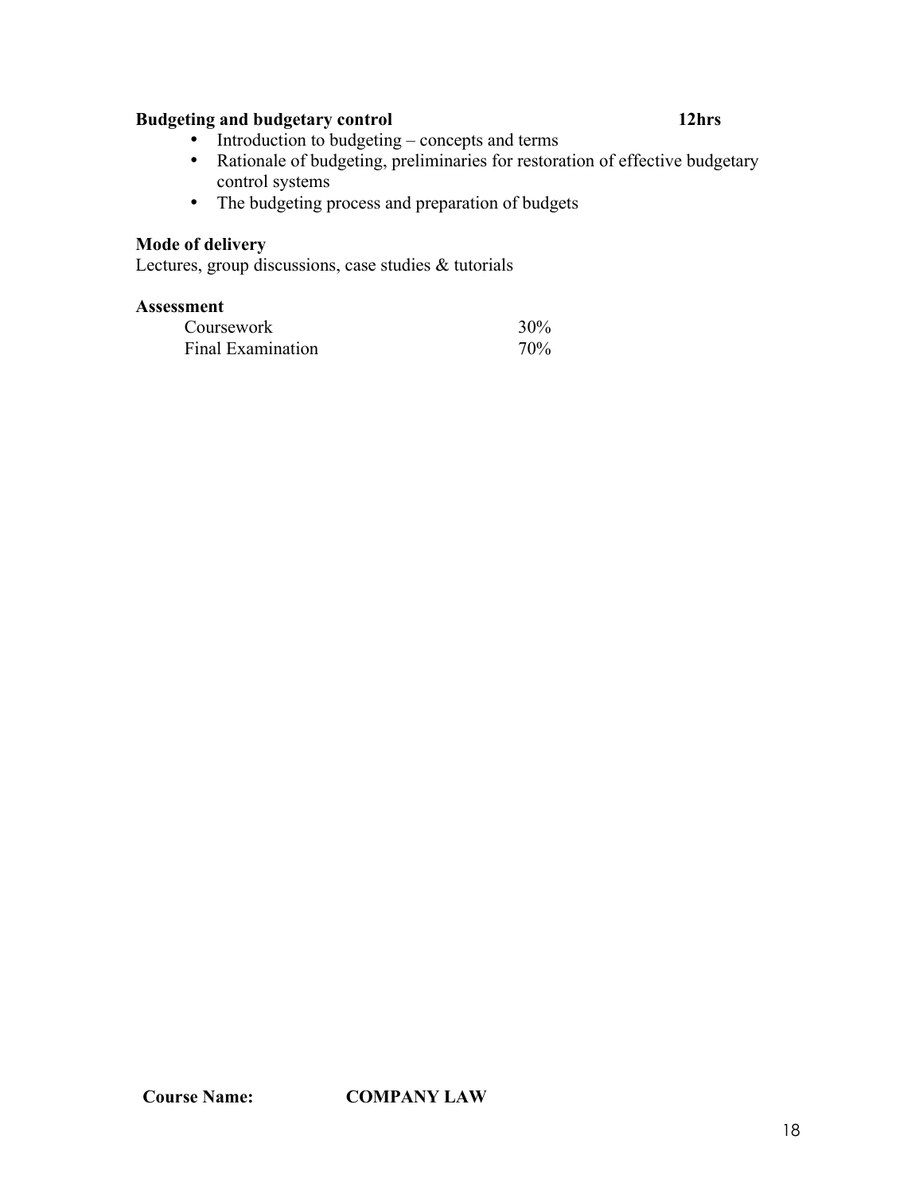**Budgeting and budgetary control** **12hrs**

- Introduction to budgeting – concepts and terms
- Rationale of budgeting, preliminaries for restoration of effective budgetary control systems
- The budgeting process and preparation of budgets

**Mode of delivery**

Lectures, group discussions, case studies & tutorials

**Assessment**

| | |
|---|---|
| Coursework | 30% |
| Final Examination | 70% |

**Course Name:** **COMPANY LAW**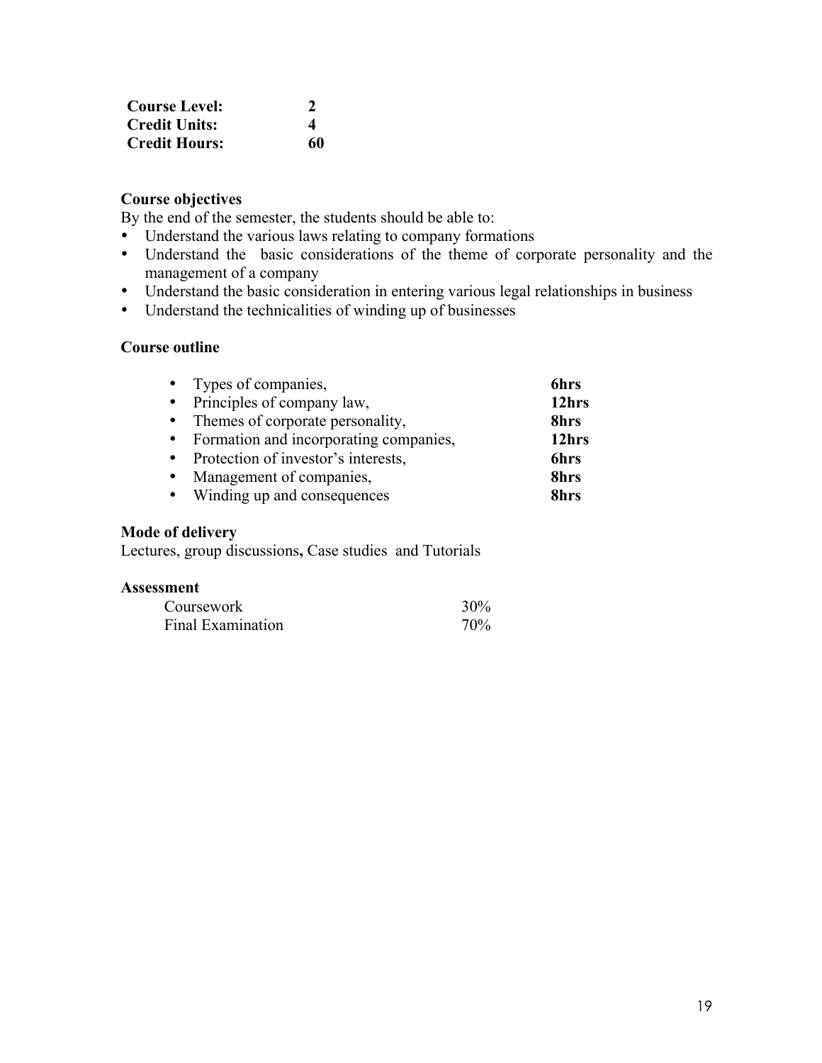| **Course Level:** | **2** |
|---|---|
| **Credit Units:** | **4** |
| **Credit Hours:** | **60** |

**Course objectives**

By the end of the semester, the students should be able to:

- Understand the various laws relating to company formations
- Understand the basic considerations of the theme of corporate personality and the management of a company
- Understand the basic consideration in entering various legal relationships in business
- Understand the technicalities of winding up of businesses

**Course outline**

| Topic | Hours |
|---|---|
| • Types of companies, | **6hrs** |
| • Principles of company law, | **12hrs** |
| • Themes of corporate personality, | **8hrs** |
| • Formation and incorporating companies, | **12hrs** |
| • Protection of investor's interests, | **6hrs** |
| • Management of companies, | **8hrs** |
| • Winding up and consequences | **8hrs** |

**Mode of delivery**

Lectures, group discussions**,** Case studies and Tutorials

**Assessment**

| Component | Weight |
|---|---|
| Coursework | 30% |
| Final Examination | 70% |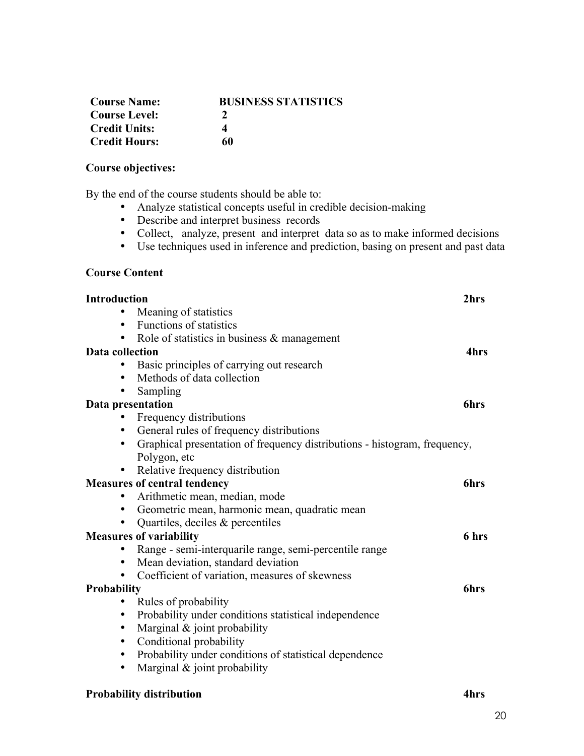| | |
|---|---|
| **Course Name:** | **BUSINESS STATISTICS** |
| **Course Level:** | **2** |
| **Credit Units:** | **4** |
| **Credit Hours:** | **60** |

**Course objectives:**

By the end of the course students should be able to:

- Analyze statistical concepts useful in credible decision-making
- Describe and interpret business records
- Collect, analyze, present and interpret data so as to make informed decisions
- Use techniques used in inference and prediction, basing on present and past data

**Course Content**

**Introduction** **2hrs**

- Meaning of statistics
- Functions of statistics
- Role of statistics in business & management

**Data collection** **4hrs**

- Basic principles of carrying out research
- Methods of data collection
- Sampling

**Data presentation** **6hrs**

- Frequency distributions
- General rules of frequency distributions
- Graphical presentation of frequency distributions - histogram, frequency, Polygon, etc
- Relative frequency distribution

**Measures of central tendency** **6hrs**

- Arithmetic mean, median, mode
- Geometric mean, harmonic mean, quadratic mean
- Quartiles, deciles & percentiles

**Measures of variability** **6 hrs**

- Range - semi-interquarile range, semi-percentile range
- Mean deviation, standard deviation
- Coefficient of variation, measures of skewness

**Probability** **6hrs**

- Rules of probability
- Probability under conditions statistical independence
- Marginal & joint probability
- Conditional probability
- Probability under conditions of statistical dependence
- Marginal & joint probability

**Probability distribution** **4hrs**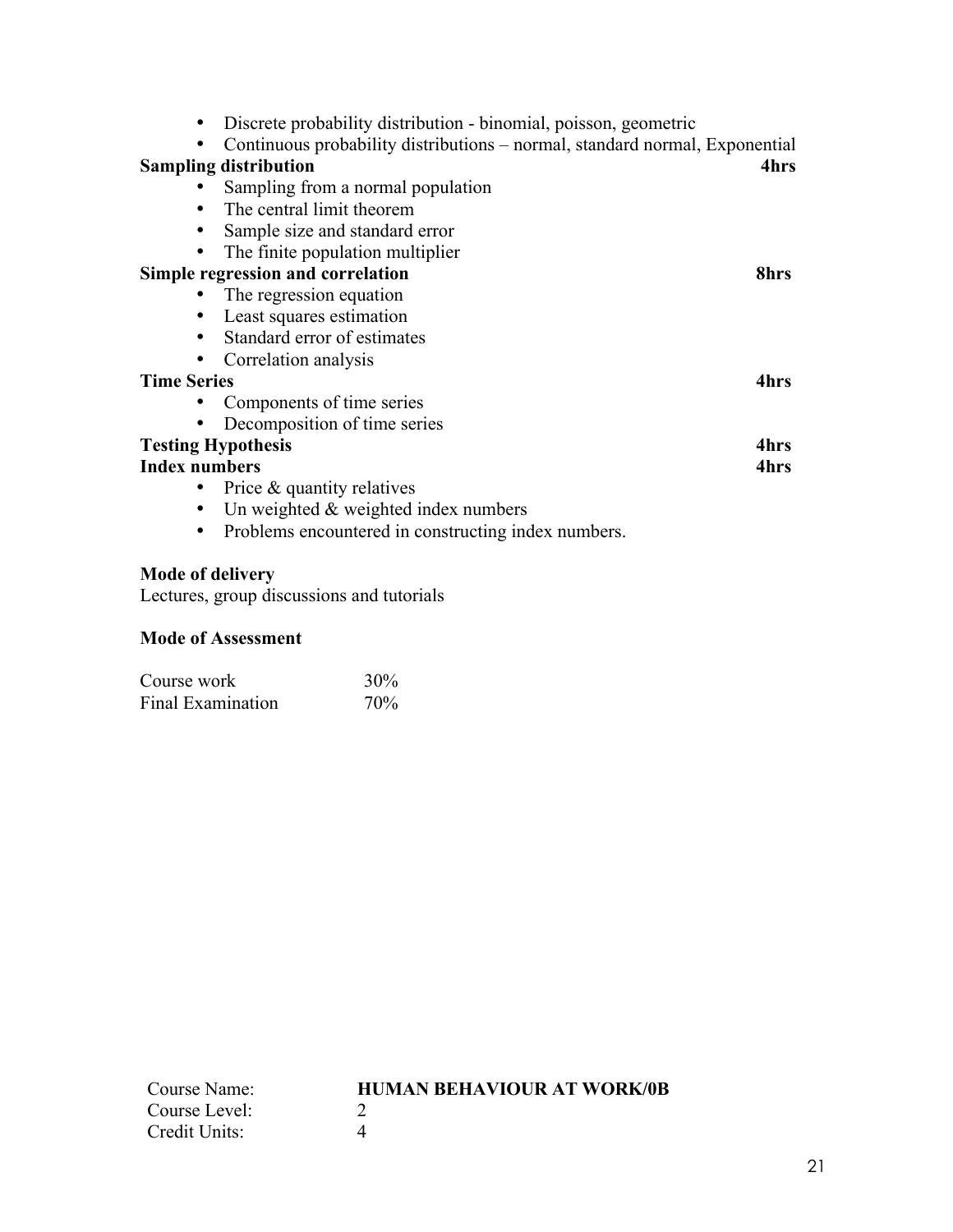- Discrete probability distribution - binomial, poisson, geometric
- Continuous probability distributions – normal, standard normal, Exponential

**Sampling distribution** **4hrs**

- Sampling from a normal population
- The central limit theorem
- Sample size and standard error
- The finite population multiplier

**Simple regression and correlation** **8hrs**

- The regression equation
- Least squares estimation
- Standard error of estimates
- Correlation analysis

**Time Series** **4hrs**

- Components of time series
- Decomposition of time series

**Testing Hypothesis** **4hrs**

**Index numbers** **4hrs**

- Price & quantity relatives
- Un weighted & weighted index numbers
- Problems encountered in constructing index numbers.

**Mode of delivery**

Lectures, group discussions and tutorials

**Mode of Assessment**

| | |
|---|---|
| Course work | 30% |
| Final Examination | 70% |

| | |
|---|---|
| Course Name: | **HUMAN BEHAVIOUR AT WORK/0B** |
| Course Level: | 2 |
| Credit Units: | 4 |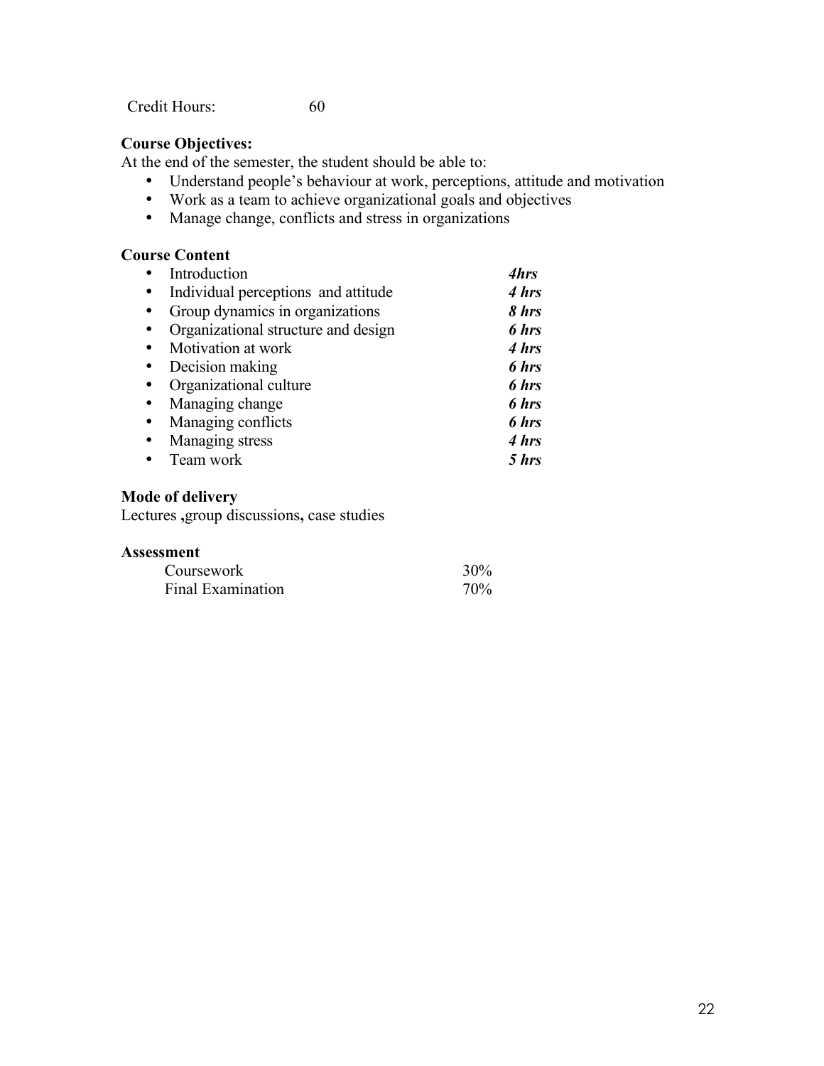Credit Hours: 60

**Course Objectives:**
At the end of the semester, the student should be able to:

- Understand people's behaviour at work, perceptions, attitude and motivation
- Work as a team to achieve organizational goals and objectives
- Manage change, conflicts and stress in organizations

**Course Content**

- Introduction ***4hrs***
- Individual perceptions and attitude ***4 hrs***
- Group dynamics in organizations ***8 hrs***
- Organizational structure and design ***6 hrs***
- Motivation at work ***4 hrs***
- Decision making ***6 hrs***
- Organizational culture ***6 hrs***
- Managing change ***6 hrs***
- Managing conflicts ***6 hrs***
- Managing stress ***4 hrs***
- Team work ***5 hrs***

**Mode of delivery**
Lectures **,**group discussions**,** case studies

**Assessment**

| | |
|---|---|
| Coursework | 30% |
| Final Examination | 70% |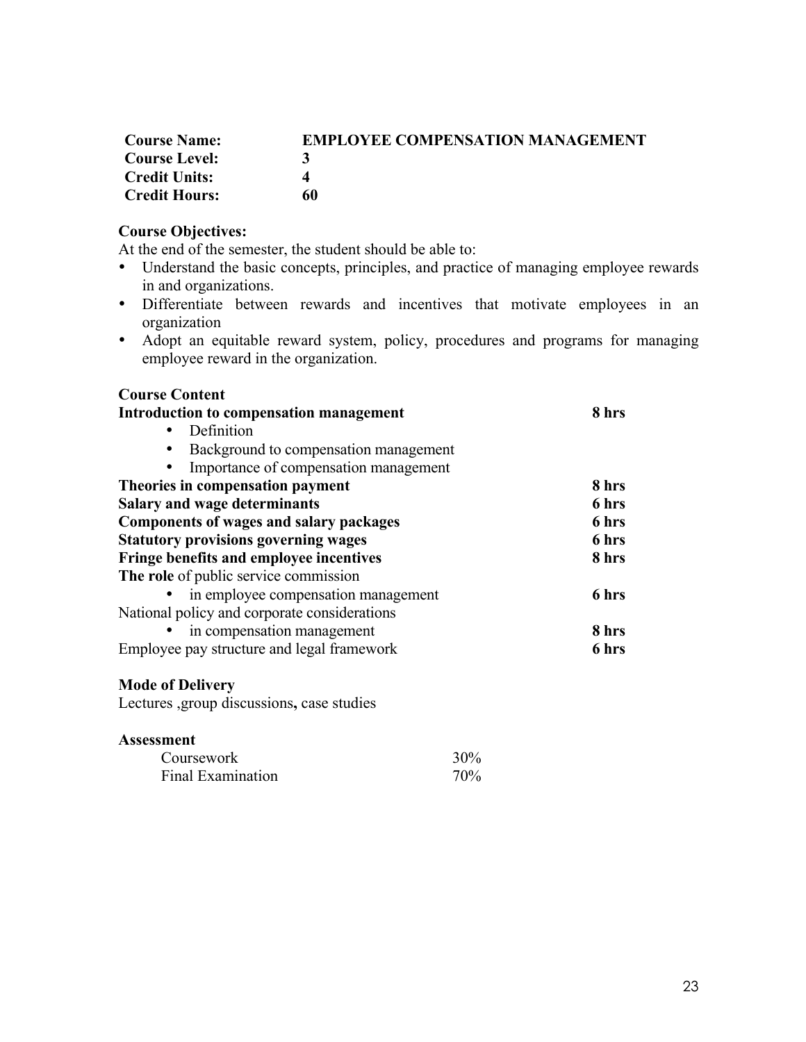| | |
|---|---|
| **Course Name:** | **EMPLOYEE COMPENSATION MANAGEMENT** |
| **Course Level:** | **3** |
| **Credit Units:** | **4** |
| **Credit Hours:** | **60** |

**Course Objectives:**

At the end of the semester, the student should be able to:

- Understand the basic concepts, principles, and practice of managing employee rewards in and organizations.
- Differentiate between rewards and incentives that motivate employees in an organization
- Adopt an equitable reward system, policy, procedures and programs for managing employee reward in the organization.

**Course Content**

| | |
|---|---|
| **Introduction to compensation management** | **8 hrs** |
| • Definition | |
| • Background to compensation management | |
| • Importance of compensation management | |
| **Theories in compensation payment** | **8 hrs** |
| **Salary and wage determinants** | **6 hrs** |
| **Components of wages and salary packages** | **6 hrs** |
| **Statutory provisions governing wages** | **6 hrs** |
| **Fringe benefits and employee incentives** | **8 hrs** |
| **The role** of public service commission | |
| • in employee compensation management | **6 hrs** |
| National policy and corporate considerations | |
| • in compensation management | **8 hrs** |
| Employee pay structure and legal framework | **6 hrs** |

**Mode of Delivery**

Lectures ,group discussions**,** case studies

**Assessment**

| | |
|---|---|
| Coursework | 30% |
| Final Examination | 70% |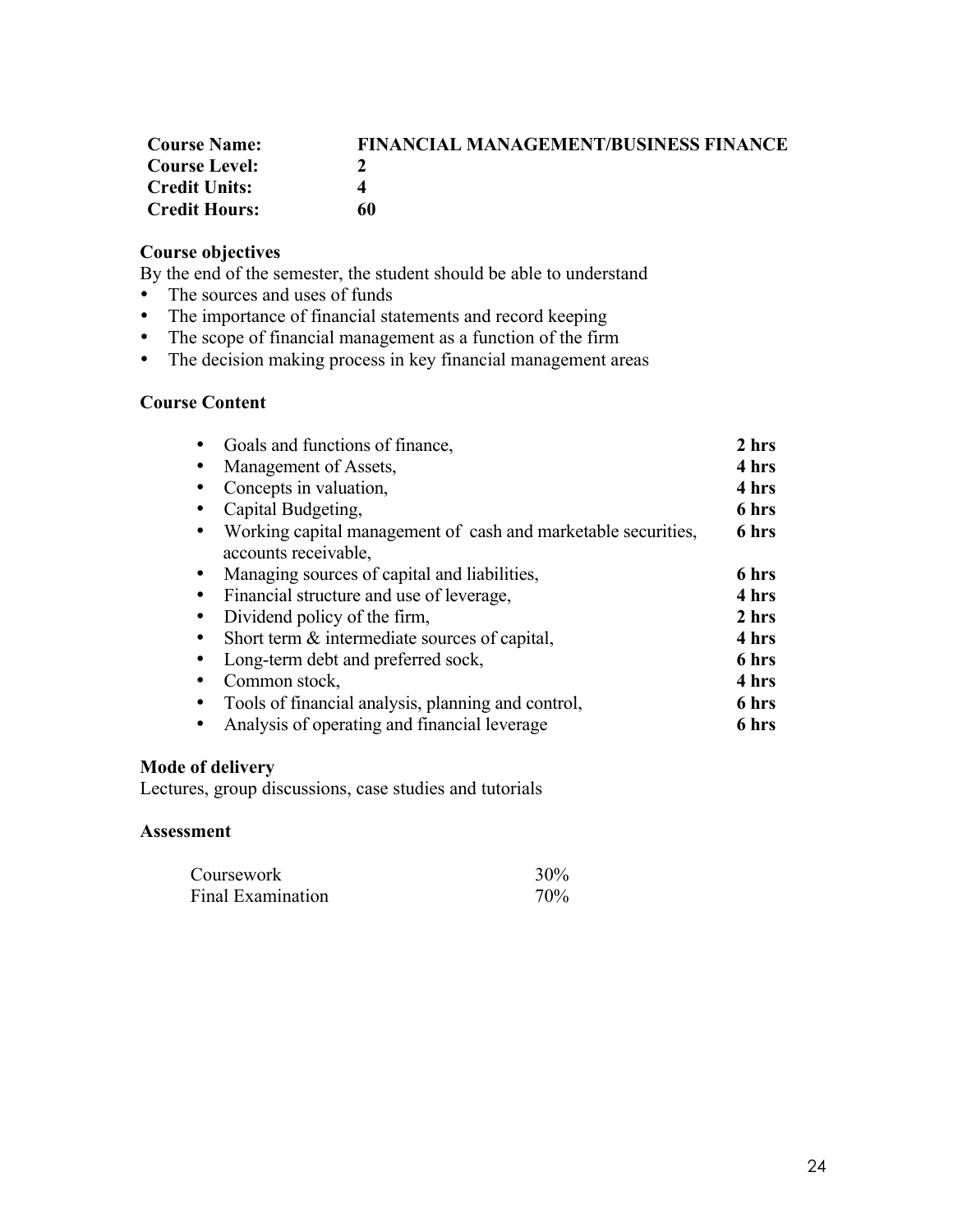| | |
|---|---|
| **Course Name:** | **FINANCIAL MANAGEMENT/BUSINESS FINANCE** |
| **Course Level:** | **2** |
| **Credit Units:** | **4** |
| **Credit Hours:** | **60** |

**Course objectives**

By the end of the semester, the student should be able to understand

- The sources and uses of funds
- The importance of financial statements and record keeping
- The scope of financial management as a function of the firm
- The decision making process in key financial management areas

**Course Content**

| Topic | Hours |
|---|---|
| • Goals and functions of finance, | **2 hrs** |
| • Management of Assets, | **4 hrs** |
| • Concepts in valuation, | **4 hrs** |
| • Capital Budgeting, | **6 hrs** |
| • Working capital management of cash and marketable securities, accounts receivable, | **6 hrs** |
| • Managing sources of capital and liabilities, | **6 hrs** |
| • Financial structure and use of leverage, | **4 hrs** |
| • Dividend policy of the firm, | **2 hrs** |
| • Short term & intermediate sources of capital, | **4 hrs** |
| • Long-term debt and preferred sock, | **6 hrs** |
| • Common stock, | **4 hrs** |
| • Tools of financial analysis, planning and control, | **6 hrs** |
| • Analysis of operating and financial leverage | **6 hrs** |

**Mode of delivery**

Lectures, group discussions, case studies and tutorials

**Assessment**

| | |
|---|---|
| Coursework | 30% |
| Final Examination | 70% |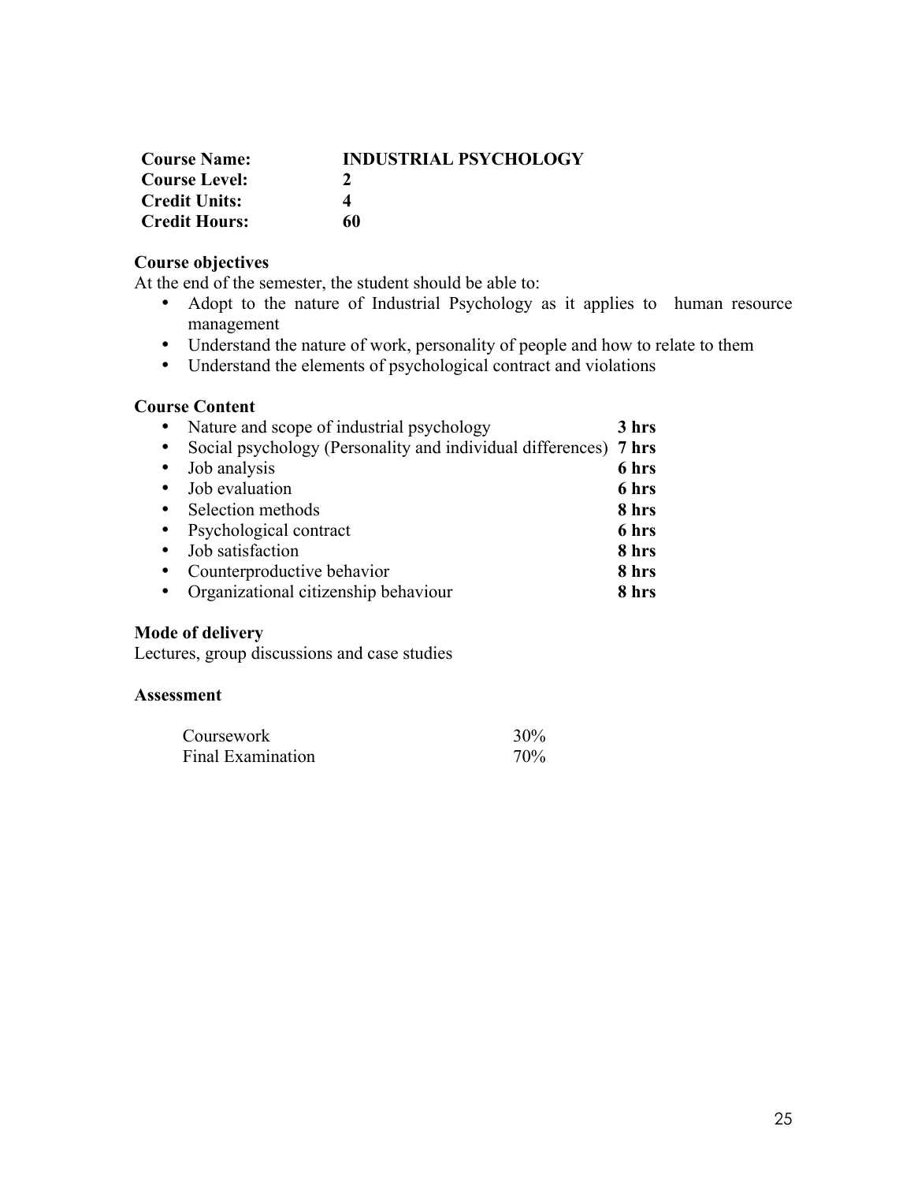**Course Name:** **INDUSTRIAL PSYCHOLOGY**
**Course Level:** **2**
**Credit Units:** **4**
**Credit Hours:** **60**

**Course objectives**

At the end of the semester, the student should be able to:

- Adopt to the nature of Industrial Psychology as it applies to human resource management
- Understand the nature of work, personality of people and how to relate to them
- Understand the elements of psychological contract and violations

**Course Content**

- Nature and scope of industrial psychology **3 hrs**
- Social psychology (Personality and individual differences) **7 hrs**
- Job analysis **6 hrs**
- Job evaluation **6 hrs**
- Selection methods **8 hrs**
- Psychological contract **6 hrs**
- Job satisfaction **8 hrs**
- Counterproductive behavior **8 hrs**
- Organizational citizenship behaviour **8 hrs**

**Mode of delivery**

Lectures, group discussions and case studies

**Assessment**

| | |
|---|---|
| Coursework | 30% |
| Final Examination | 70% |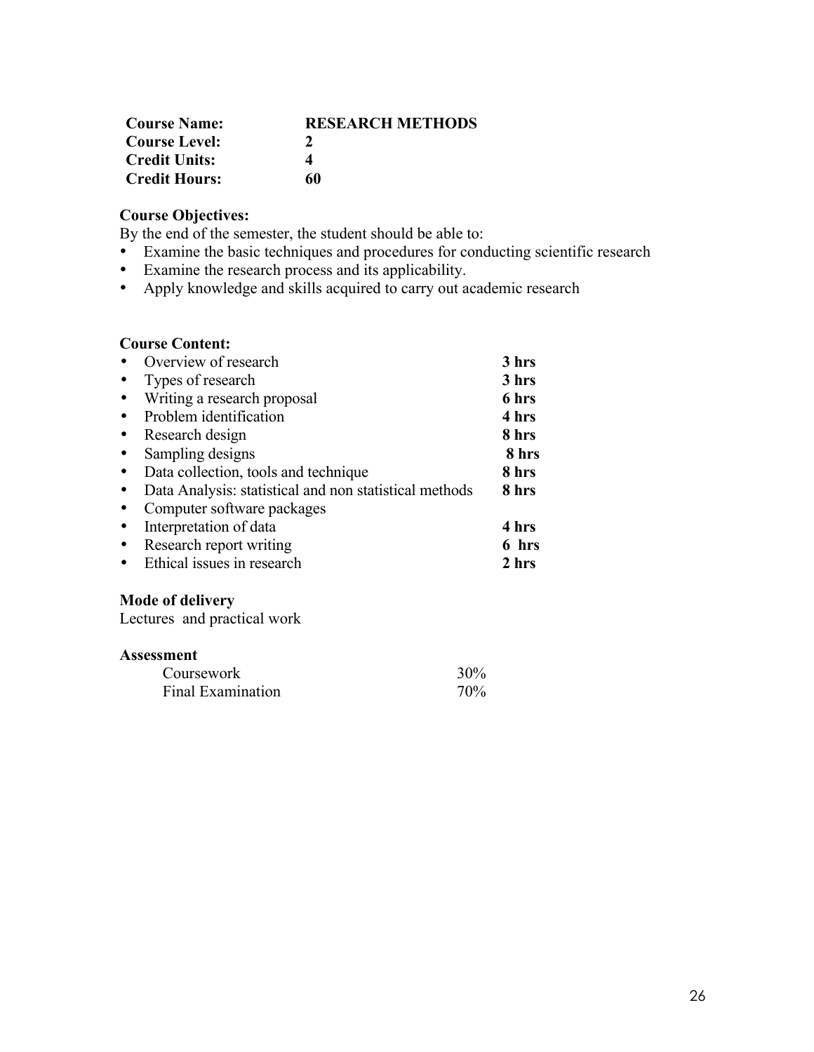| **Course Name:** | **RESEARCH METHODS** |
|---|---|
| **Course Level:** | **2** |
| **Credit Units:** | **4** |
| **Credit Hours:** | **60** |

**Course Objectives:**

By the end of the semester, the student should be able to:

- Examine the basic techniques and procedures for conducting scientific research
- Examine the research process and its applicability.
- Apply knowledge and skills acquired to carry out academic research

**Course Content:**

| Topic | Hours |
|---|---|
| • Overview of research | **3 hrs** |
| • Types of research | **3 hrs** |
| • Writing a research proposal | **6 hrs** |
| • Problem identification | **4 hrs** |
| • Research design | **8 hrs** |
| • Sampling designs | **8 hrs** |
| • Data collection, tools and technique | **8 hrs** |
| • Data Analysis: statistical and non statistical methods | **8 hrs** |
| • Computer software packages | |
| • Interpretation of data | **4 hrs** |
| • Research report writing | **6 hrs** |
| • Ethical issues in research | **2 hrs** |

**Mode of delivery**

Lectures and practical work

**Assessment**

| | |
|---|---|
| Coursework | 30% |
| Final Examination | 70% |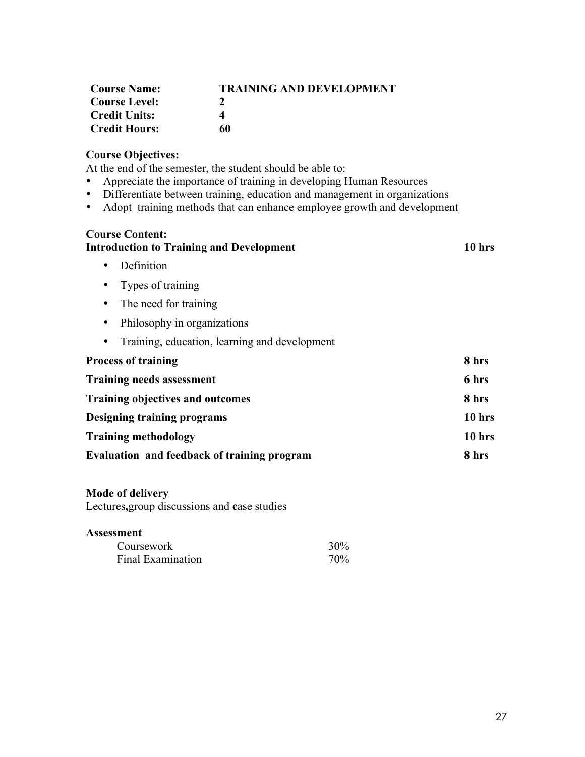**Course Name:** **TRAINING AND DEVELOPMENT**
**Course Level:** **2**
**Credit Units:** **4**
**Credit Hours:** **60**

**Course Objectives:**
At the end of the semester, the student should be able to:

- Appreciate the importance of training in developing Human Resources
- Differentiate between training, education and management in organizations
- Adopt training methods that can enhance employee growth and development

**Course Content:**

| | |
|---|---|
| **Introduction to Training and Development** | **10 hrs** |
| • Definition | |
| • Types of training | |
| • The need for training | |
| • Philosophy in organizations | |
| • Training, education, learning and development | |
| **Process of training** | **8 hrs** |
| **Training needs assessment** | **6 hrs** |
| **Training objectives and outcomes** | **8 hrs** |
| **Designing training programs** | **10 hrs** |
| **Training methodology** | **10 hrs** |
| **Evaluation and feedback of training program** | **8 hrs** |

**Mode of delivery**
Lectures,group discussions and case studies

**Assessment**

| | |
|---|---|
| Coursework | 30% |
| Final Examination | 70% |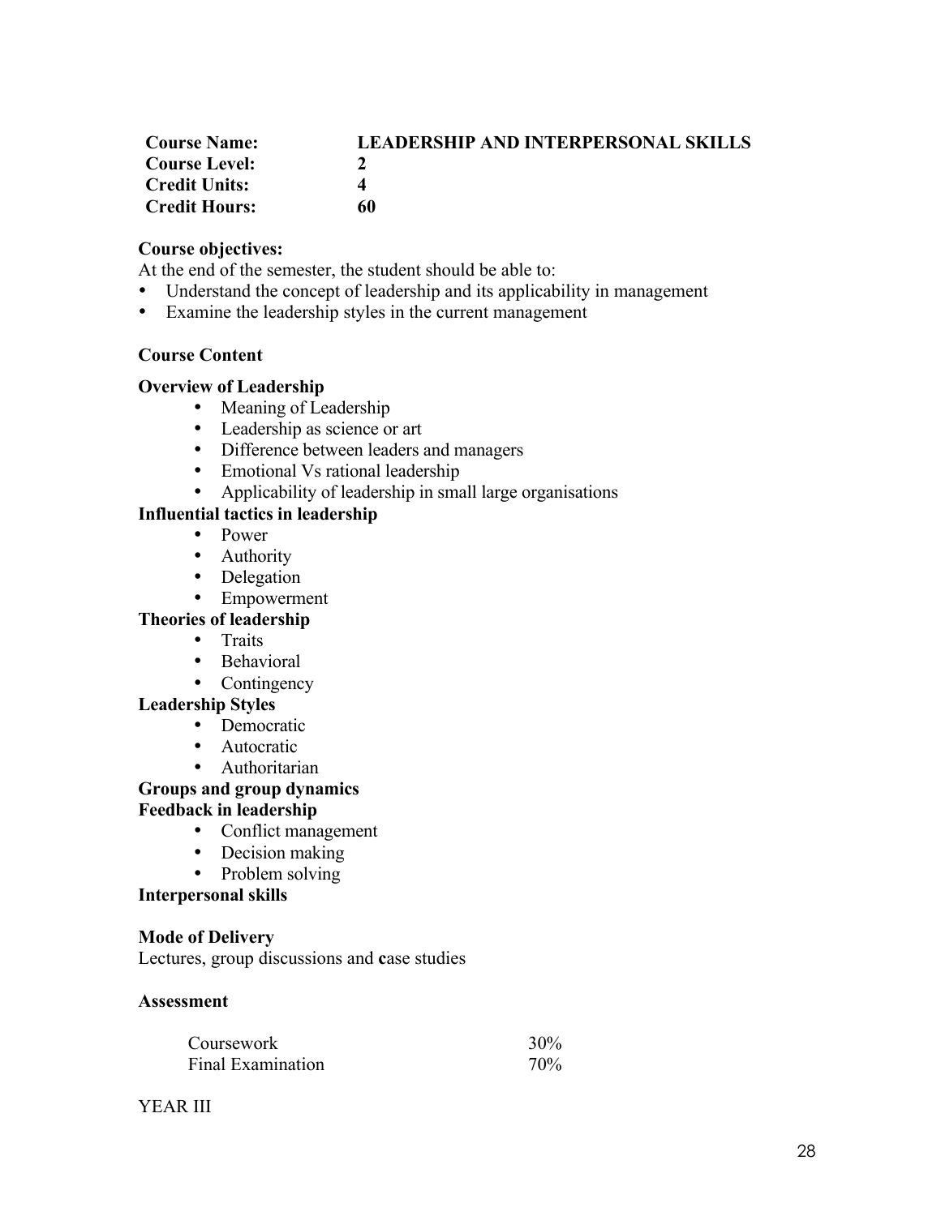**Course Name:** **LEADERSHIP AND INTERPERSONAL SKILLS**
**Course Level:** **2**
**Credit Units:** **4**
**Credit Hours:** **60**

**Course objectives:**
At the end of the semester, the student should be able to:

- Understand the concept of leadership and its applicability in management
- Examine the leadership styles in the current management

**Course Content**

**Overview of Leadership**

- Meaning of Leadership
- Leadership as science or art
- Difference between leaders and managers
- Emotional Vs rational leadership
- Applicability of leadership in small large organisations

**Influential tactics in leadership**

- Power
- Authority
- Delegation
- Empowerment

**Theories of leadership**

- Traits
- Behavioral
- Contingency

**Leadership Styles**

- Democratic
- Autocratic
- Authoritarian

**Groups and group dynamics**

**Feedback in leadership**

- Conflict management
- Decision making
- Problem solving

**Interpersonal skills**

**Mode of Delivery**
Lectures, group discussions and case studies

**Assessment**

| | |
|---|---|
| Coursework | 30% |
| Final Examination | 70% |

YEAR III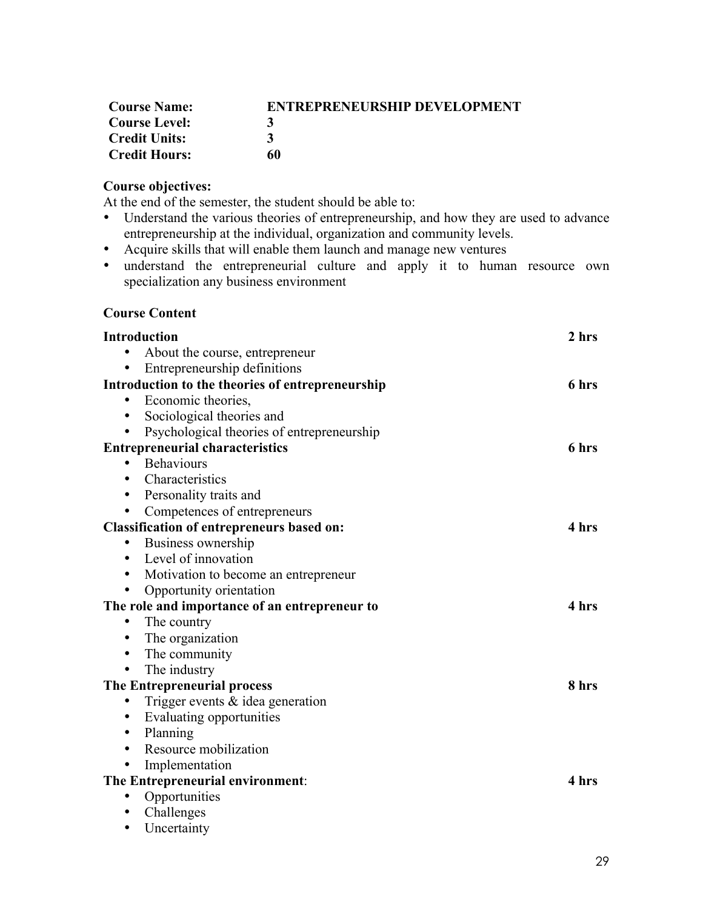| | |
|---|---|
| **Course Name:** | **ENTREPRENEURSHIP DEVELOPMENT** |
| **Course Level:** | **3** |
| **Credit Units:** | **3** |
| **Credit Hours:** | **60** |

**Course objectives:**

At the end of the semester, the student should be able to:

- Understand the various theories of entrepreneurship, and how they are used to advance entrepreneurship at the individual, organization and community levels.
- Acquire skills that will enable them launch and manage new ventures
- understand the entrepreneurial culture and apply it to human resource own specialization any business environment

**Course Content**

**Introduction** **2 hrs**

- About the course, entrepreneur
- Entrepreneurship definitions

**Introduction to the theories of entrepreneurship** **6 hrs**

- Economic theories,
- Sociological theories and
- Psychological theories of entrepreneurship

**Entrepreneurial characteristics** **6 hrs**

- Behaviours
- Characteristics
- Personality traits and
- Competences of entrepreneurs

**Classification of entrepreneurs based on:** **4 hrs**

- Business ownership
- Level of innovation
- Motivation to become an entrepreneur
- Opportunity orientation

**The role and importance of an entrepreneur to** **4 hrs**

- The country
- The organization
- The community
- The industry

**The Entrepreneurial process** **8 hrs**

- Trigger events & idea generation
- Evaluating opportunities
- Planning
- Resource mobilization
- Implementation

**The Entrepreneurial environment**: **4 hrs**

- Opportunities
- Challenges
- Uncertainty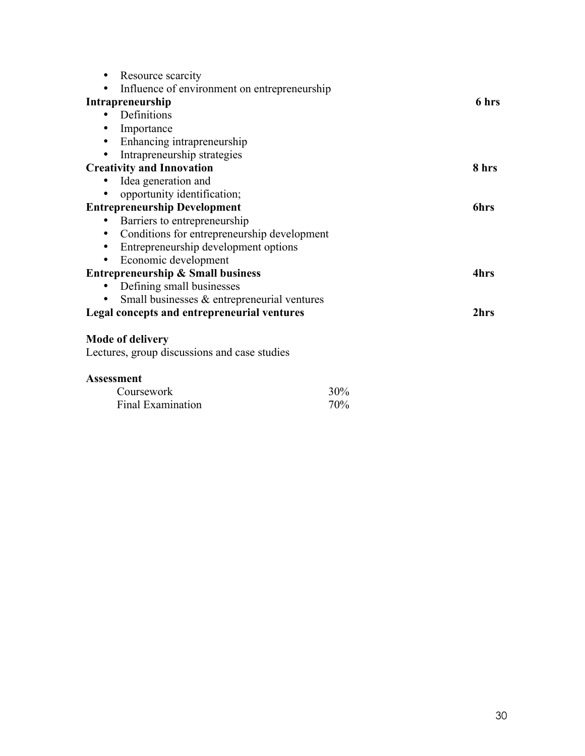- Resource scarcity
- Influence of environment on entrepreneurship

**Intrapreneurship** **6 hrs**

- Definitions
- Importance
- Enhancing intrapreneurship
- Intrapreneurship strategies

**Creativity and Innovation** **8 hrs**

- Idea generation and
- opportunity identification;

**Entrepreneurship Development** **6hrs**

- Barriers to entrepreneurship
- Conditions for entrepreneurship development
- Entrepreneurship development options
- Economic development

**Entrepreneurship & Small business** **4hrs**

- Defining small businesses
- Small businesses & entrepreneurial ventures

**Legal concepts and entrepreneurial ventures** **2hrs**

**Mode of delivery**

Lectures, group discussions and case studies

**Assessment**

| | |
|---|---|
| Coursework | 30% |
| Final Examination | 70% |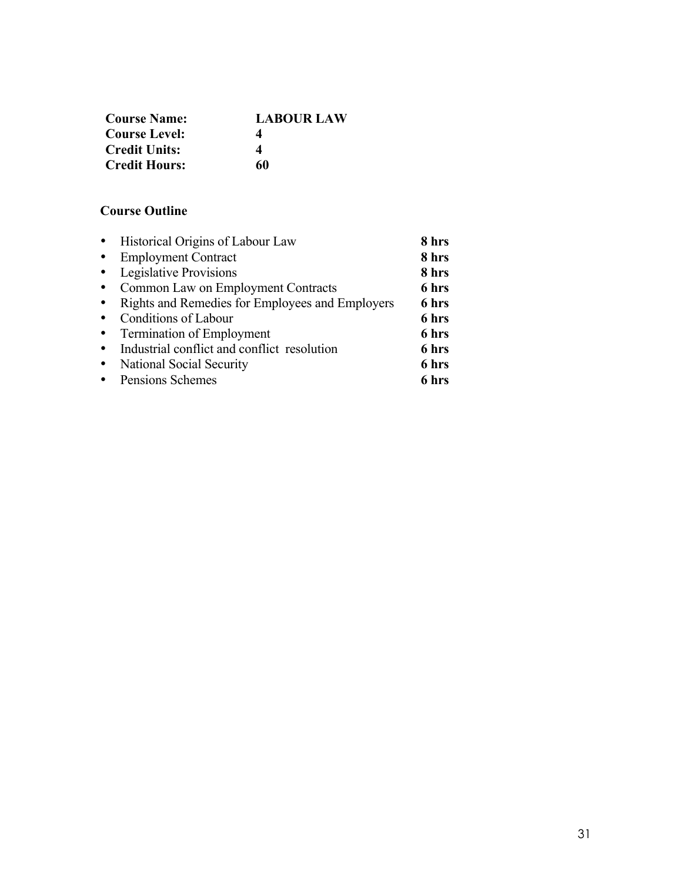| **Course Name:** | **LABOUR LAW** |
|---|---|
| **Course Level:** | **4** |
| **Credit Units:** | **4** |
| **Credit Hours:** | **60** |

**Course Outline**

- Historical Origins of Labour Law **8 hrs**
- Employment Contract **8 hrs**
- Legislative Provisions **8 hrs**
- Common Law on Employment Contracts **6 hrs**
- Rights and Remedies for Employees and Employers **6 hrs**
- Conditions of Labour **6 hrs**
- Termination of Employment **6 hrs**
- Industrial conflict and conflict resolution **6 hrs**
- National Social Security **6 hrs**
- Pensions Schemes **6 hrs**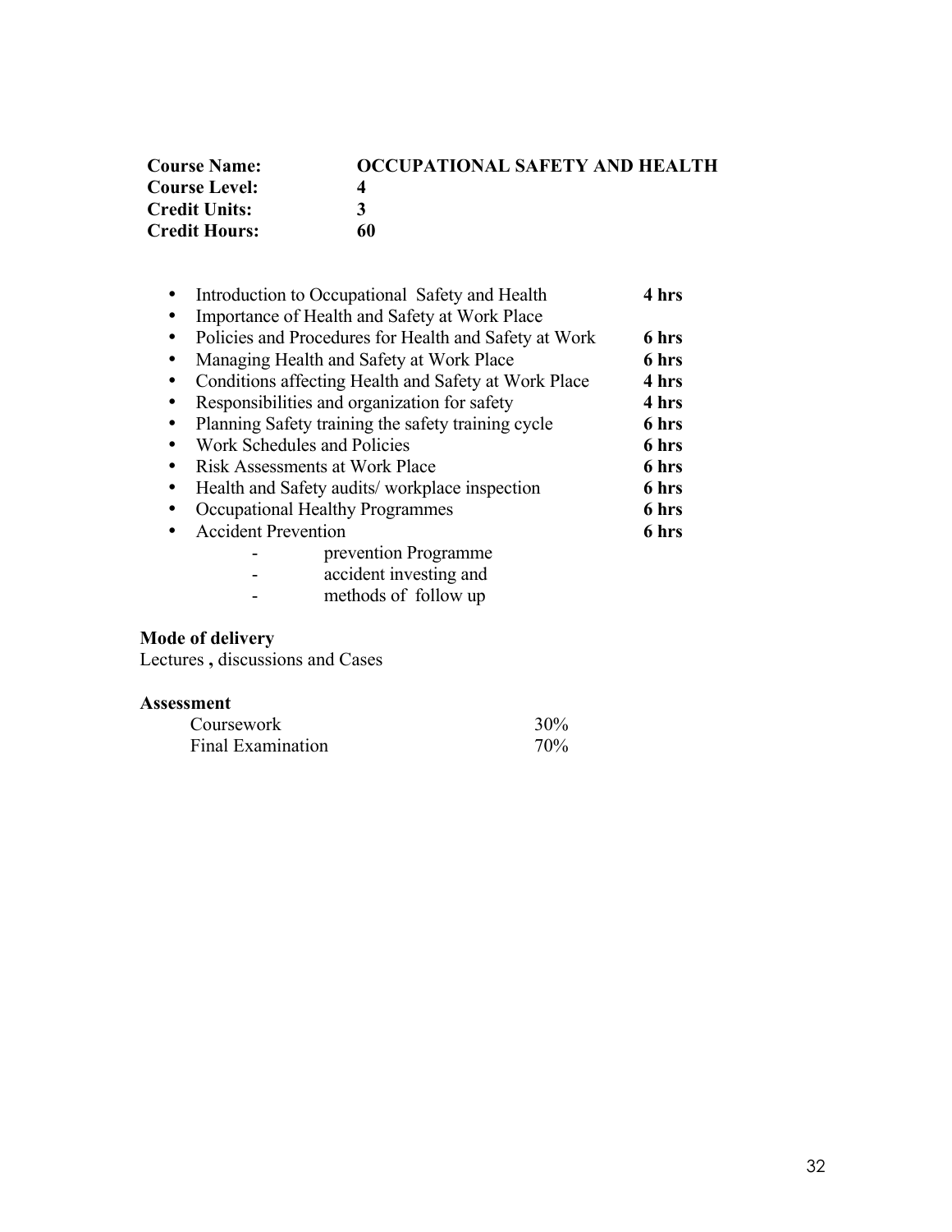**Course Name:** **OCCUPATIONAL SAFETY AND HEALTH**
**Course Level:** **4**
**Credit Units:** **3**
**Credit Hours:** **60**

- Introduction to Occupational Safety and Health **4 hrs**
- Importance of Health and Safety at Work Place
- Policies and Procedures for Health and Safety at Work **6 hrs**
- Managing Health and Safety at Work Place **6 hrs**
- Conditions affecting Health and Safety at Work Place **4 hrs**
- Responsibilities and organization for safety **4 hrs**
- Planning Safety training the safety training cycle **6 hrs**
- Work Schedules and Policies **6 hrs**
- Risk Assessments at Work Place **6 hrs**
- Health and Safety audits/ workplace inspection **6 hrs**
- Occupational Healthy Programmes **6 hrs**
- Accident Prevention **6 hrs**
    - prevention Programme
    - accident investing and
    - methods of follow up

**Mode of delivery**

Lectures **,** discussions and Cases

**Assessment**

| | |
|---|---|
| Coursework | 30% |
| Final Examination | 70% |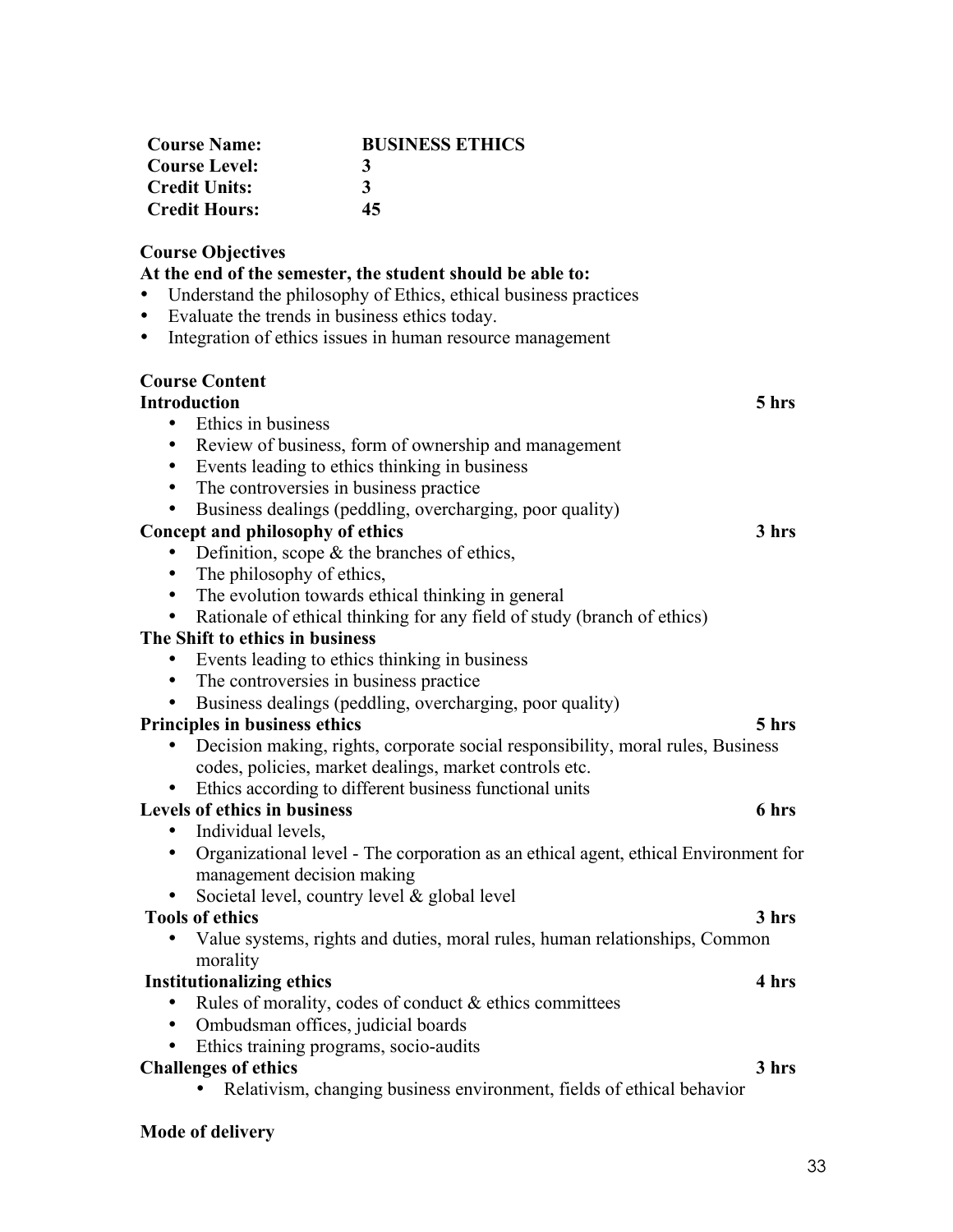**Course Name:** **BUSINESS ETHICS**
**Course Level:** **3**
**Credit Units:** **3**
**Credit Hours:** **45**

**Course Objectives**

**At the end of the semester, the student should be able to:**

- Understand the philosophy of Ethics, ethical business practices
- Evaluate the trends in business ethics today.
- Integration of ethics issues in human resource management

**Course Content**

**Introduction** **5 hrs**

- Ethics in business
- Review of business, form of ownership and management
- Events leading to ethics thinking in business
- The controversies in business practice
- Business dealings (peddling, overcharging, poor quality)

**Concept and philosophy of ethics** **3 hrs**

- Definition, scope & the branches of ethics,
- The philosophy of ethics,
- The evolution towards ethical thinking in general
- Rationale of ethical thinking for any field of study (branch of ethics)

**The Shift to ethics in business**

- Events leading to ethics thinking in business
- The controversies in business practice
- Business dealings (peddling, overcharging, poor quality)

**Principles in business ethics** **5 hrs**

- Decision making, rights, corporate social responsibility, moral rules, Business codes, policies, market dealings, market controls etc.
- Ethics according to different business functional units

**Levels of ethics in business** **6 hrs**

- Individual levels,
- Organizational level - The corporation as an ethical agent, ethical Environment for management decision making
- Societal level, country level & global level

**Tools of ethics** **3 hrs**

- Value systems, rights and duties, moral rules, human relationships, Common morality

**Institutionalizing ethics** **4 hrs**

- Rules of morality, codes of conduct & ethics committees
- Ombudsman offices, judicial boards
- Ethics training programs, socio-audits

**Challenges of ethics** **3 hrs**

- Relativism, changing business environment, fields of ethical behavior

**Mode of delivery**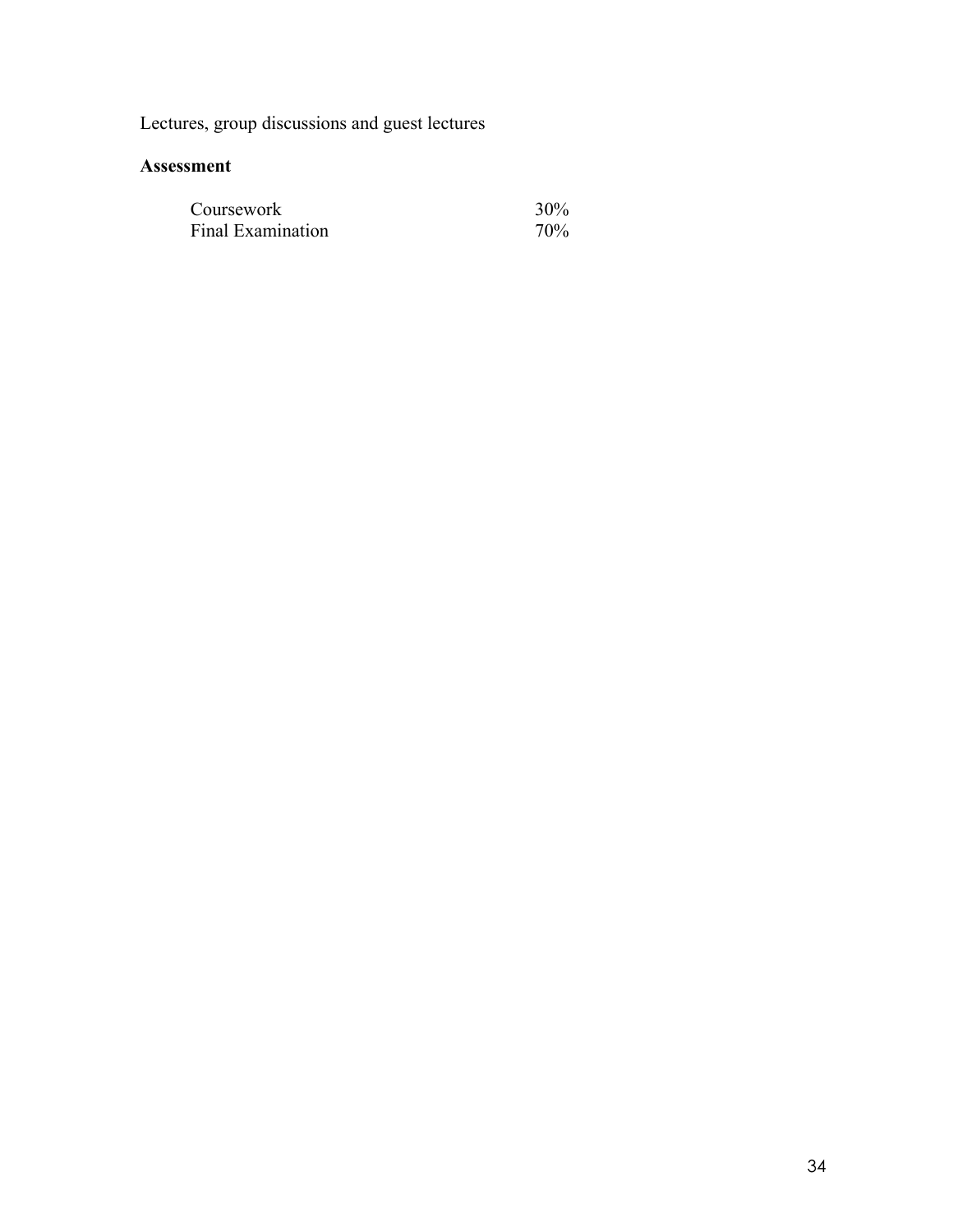Lectures, group discussions and guest lectures

**Assessment**

| | |
|---|---|
| Coursework | 30% |
| Final Examination | 70% |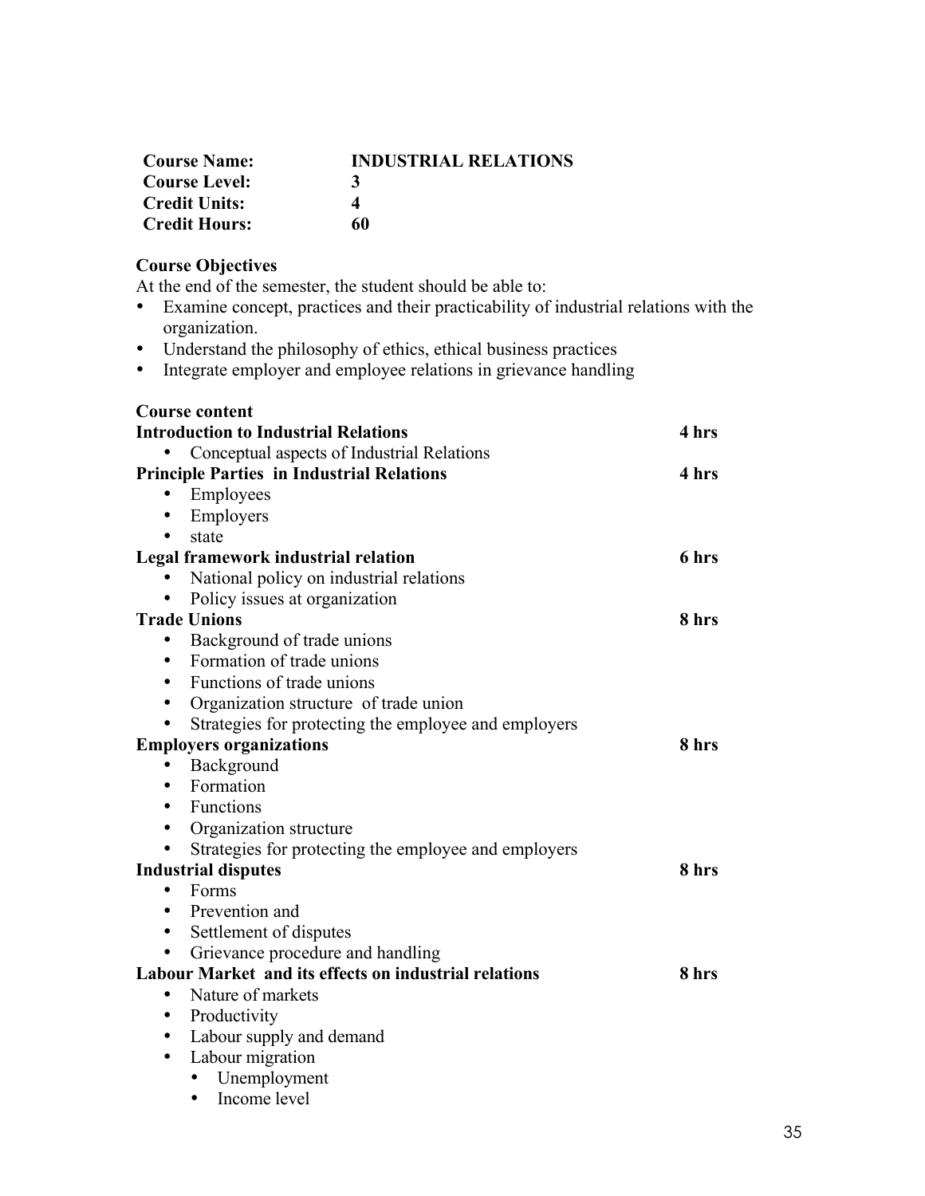| | |
|---|---|
| **Course Name:** | **INDUSTRIAL RELATIONS** |
| **Course Level:** | **3** |
| **Credit Units:** | **4** |
| **Credit Hours:** | **60** |

**Course Objectives**

At the end of the semester, the student should be able to:

- Examine concept, practices and their practicability of industrial relations with the organization.
- Understand the philosophy of ethics, ethical business practices
- Integrate employer and employee relations in grievance handling

**Course content**

**Introduction to Industrial Relations** **4 hrs**

- Conceptual aspects of Industrial Relations

**Principle Parties in Industrial Relations** **4 hrs**

- Employees
- Employers
- state

**Legal framework industrial relation** **6 hrs**

- National policy on industrial relations
- Policy issues at organization

**Trade Unions** **8 hrs**

- Background of trade unions
- Formation of trade unions
- Functions of trade unions
- Organization structure of trade union
- Strategies for protecting the employee and employers

**Employers organizations** **8 hrs**

- Background
- Formation
- Functions
- Organization structure
- Strategies for protecting the employee and employers

**Industrial disputes** **8 hrs**

- Forms
- Prevention and
- Settlement of disputes
- Grievance procedure and handling

**Labour Market and its effects on industrial relations** **8 hrs**

- Nature of markets
- Productivity
- Labour supply and demand
- Labour migration
  - Unemployment
  - Income level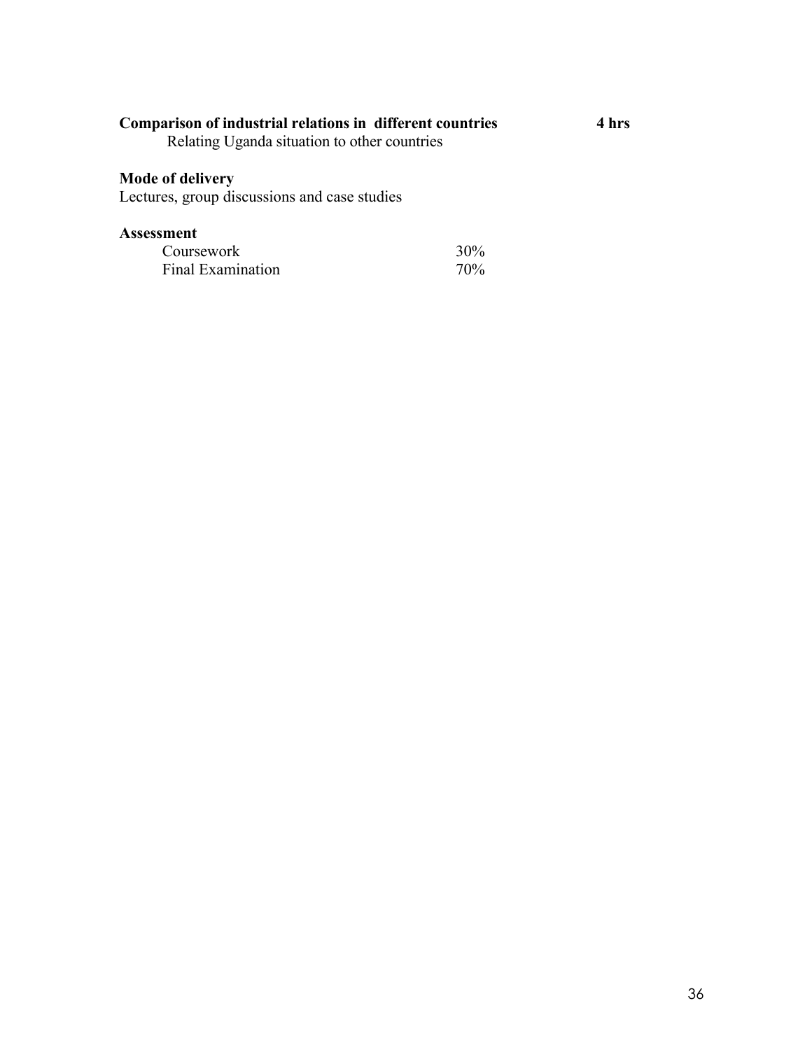**Comparison of industrial relations in different countries** **4 hrs**

Relating Uganda situation to other countries

**Mode of delivery**

Lectures, group discussions and case studies

**Assessment**

| | |
|---|---|
| Coursework | 30% |
| Final Examination | 70% |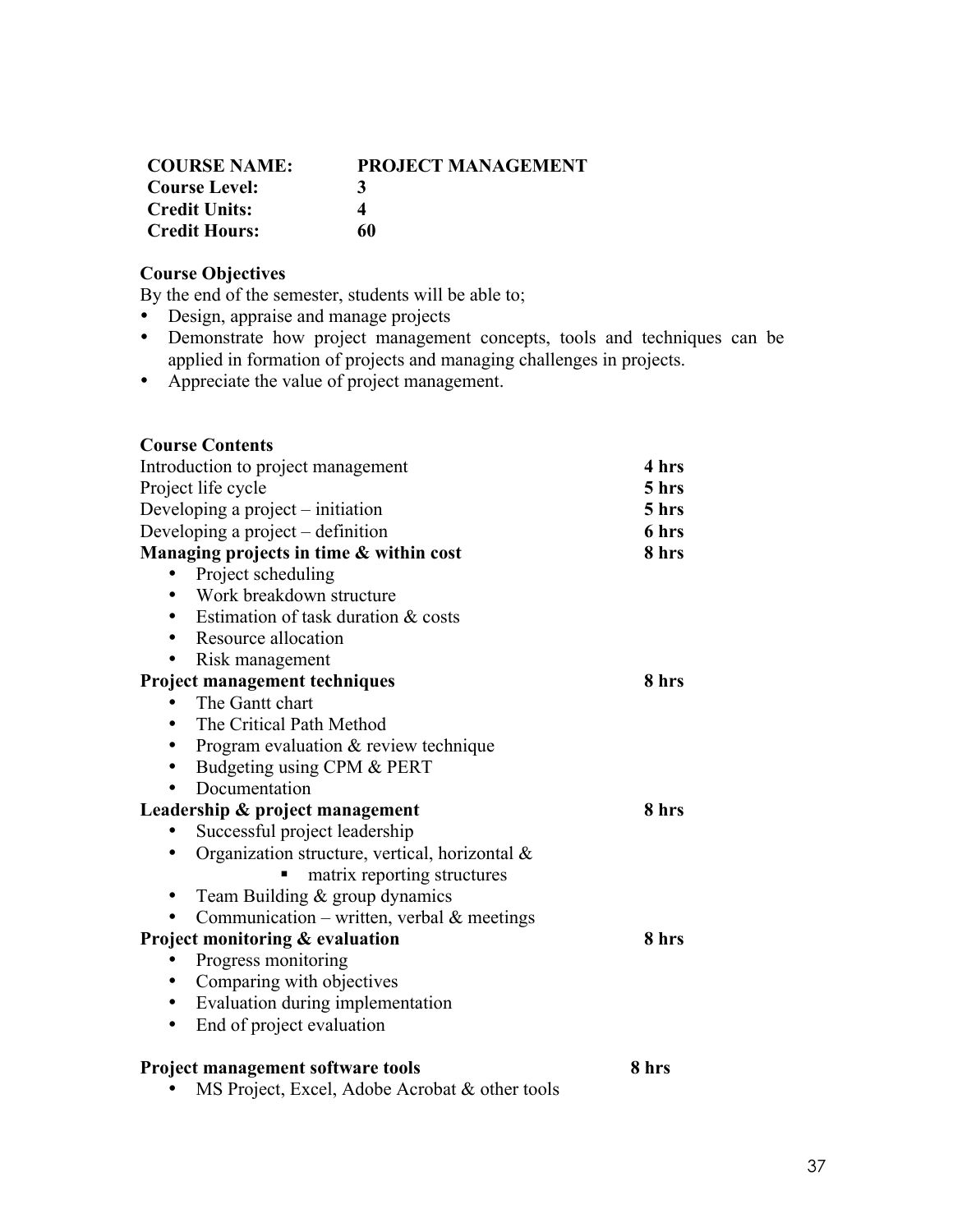| **COURSE NAME:** | **PROJECT MANAGEMENT** |
|---|---|
| **Course Level:** | **3** |
| **Credit Units:** | **4** |
| **Credit Hours:** | **60** |

**Course Objectives**

By the end of the semester, students will be able to;

- Design, appraise and manage projects
- Demonstrate how project management concepts, tools and techniques can be applied in formation of projects and managing challenges in projects.
- Appreciate the value of project management.

**Course Contents**

| | |
|---|---|
| Introduction to project management | **4 hrs** |
| Project life cycle | **5 hrs** |
| Developing a project – initiation | **5 hrs** |
| Developing a project – definition | **6 hrs** |
| **Managing projects in time & within cost** | **8 hrs** |
| • Project scheduling | |
| • Work breakdown structure | |
| • Estimation of task duration & costs | |
| • Resource allocation | |
| • Risk management | |
| **Project management techniques** | **8 hrs** |
| • The Gantt chart | |
| • The Critical Path Method | |
| • Program evaluation & review technique | |
| • Budgeting using CPM & PERT | |
| • Documentation | |
| **Leadership & project management** | **8 hrs** |
| • Successful project leadership | |
| • Organization structure, vertical, horizontal & matrix reporting structures | |
| • Team Building & group dynamics | |
| • Communication – written, verbal & meetings | |
| **Project monitoring & evaluation** | **8 hrs** |
| • Progress monitoring | |
| • Comparing with objectives | |
| • Evaluation during implementation | |
| • End of project evaluation | |
| **Project management software tools** | **8 hrs** |
| • MS Project, Excel, Adobe Acrobat & other tools | |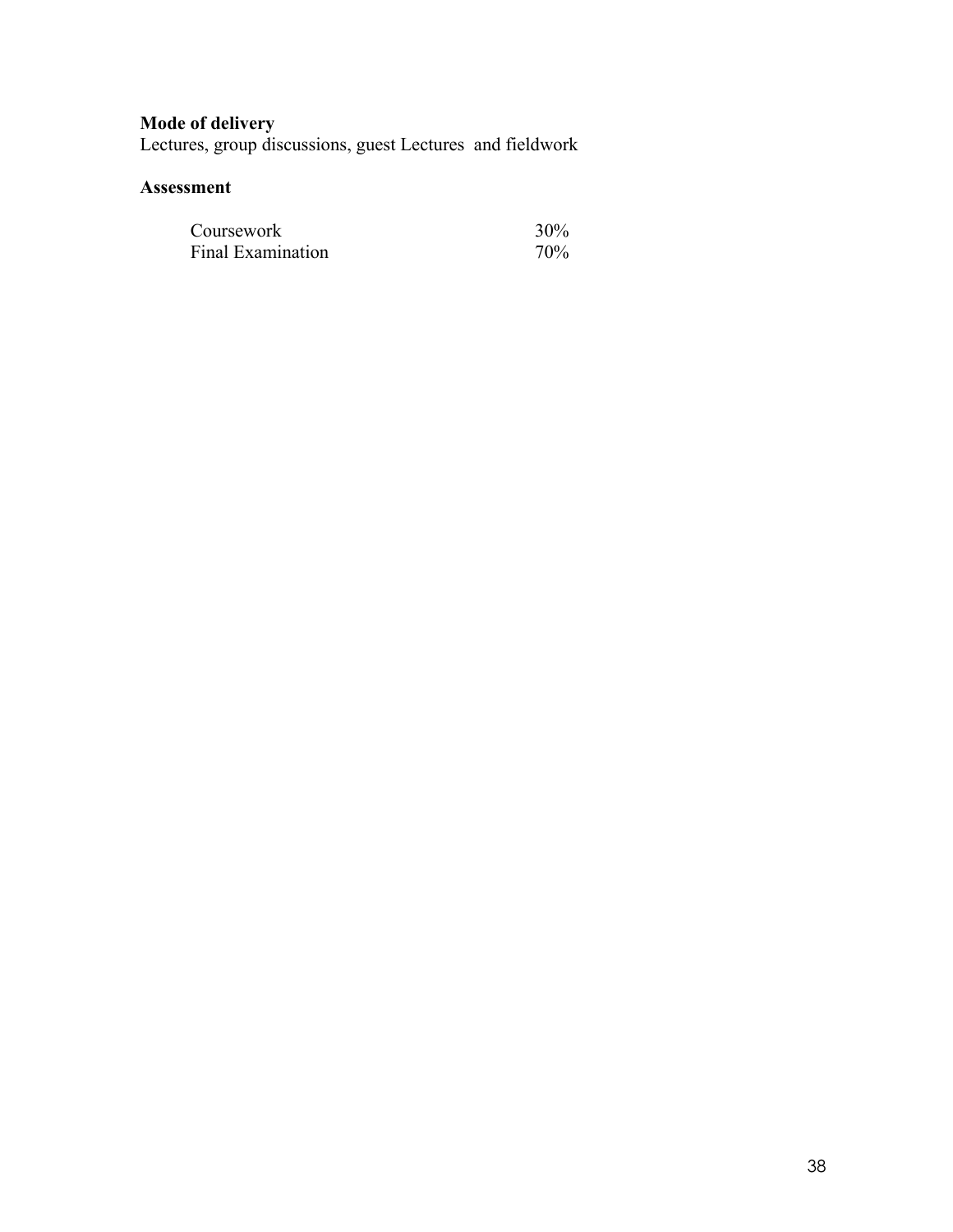**Mode of delivery**
Lectures, group discussions, guest Lectures and fieldwork

**Assessment**

| | |
|---|---|
| Coursework | 30% |
| Final Examination | 70% |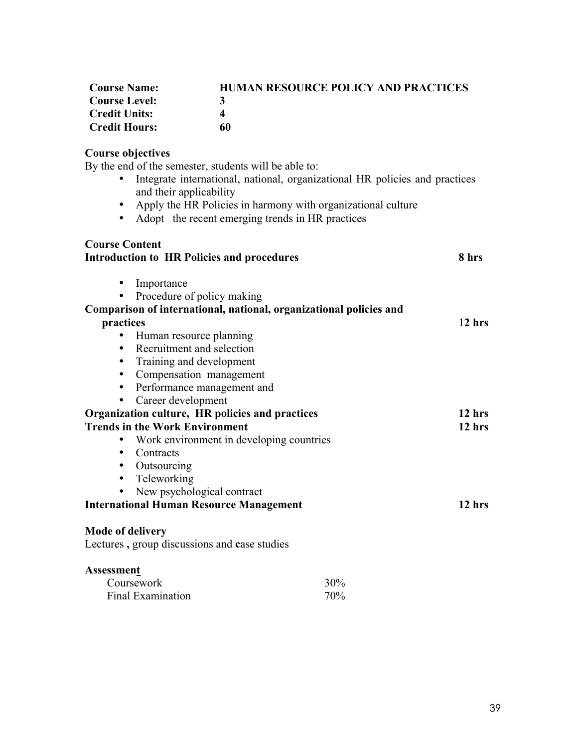| **Course Name:** | **HUMAN RESOURCE POLICY AND PRACTICES** |
|---|---|
| **Course Level:** | **3** |
| **Credit Units:** | **4** |
| **Credit Hours:** | **60** |

**Course objectives**

By the end of the semester, students will be able to:

- Integrate international, national, organizational HR policies and practices and their applicability
- Apply the HR Policies in harmony with organizational culture
- Adopt the recent emerging trends in HR practices

**Course Content**

**Introduction to HR Policies and procedures** — **8 hrs**

- Importance
- Procedure of policy making

**Comparison of international, national, organizational policies and practices** — **12 hrs**

- Human resource planning
- Recruitment and selection
- Training and development
- Compensation management
- Performance management and
- Career development

**Organization culture, HR policies and practices** — **12 hrs**

**Trends in the Work Environment** — **12 hrs**

- Work environment in developing countries
- Contracts
- Outsourcing
- Teleworking
- New psychological contract

**International Human Resource Management** — **12 hrs**

**Mode of delivery**

Lectures , group discussions and case studies

**Assessment**

| Coursework | 30% |
|---|---|
| Final Examination | 70% |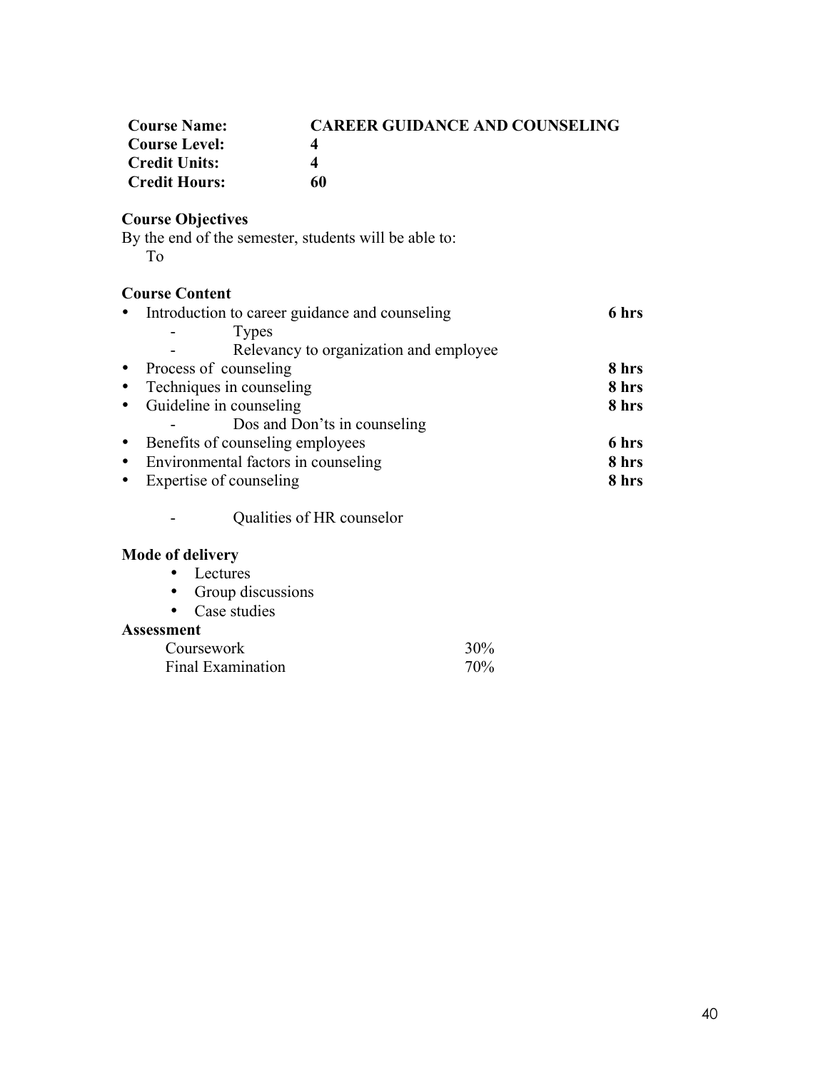| | |
|---|---|
| **Course Name:** | **CAREER GUIDANCE AND COUNSELING** |
| **Course Level:** | **4** |
| **Credit Units:** | **4** |
| **Credit Hours:** | **60** |

**Course Objectives**

By the end of the semester, students will be able to:

To

**Course Content**

- Introduction to career guidance and counseling **6 hrs**
  - Types
  - Relevancy to organization and employee
- Process of counseling **8 hrs**
- Techniques in counseling **8 hrs**
- Guideline in counseling **8 hrs**
  - Dos and Don'ts in counseling
- Benefits of counseling employees **6 hrs**
- Environmental factors in counseling **8 hrs**
- Expertise of counseling **8 hrs**
  - Qualities of HR counselor

**Mode of delivery**

- Lectures
- Group discussions
- Case studies

**Assessment**

| | |
|---|---|
| Coursework | 30% |
| Final Examination | 70% |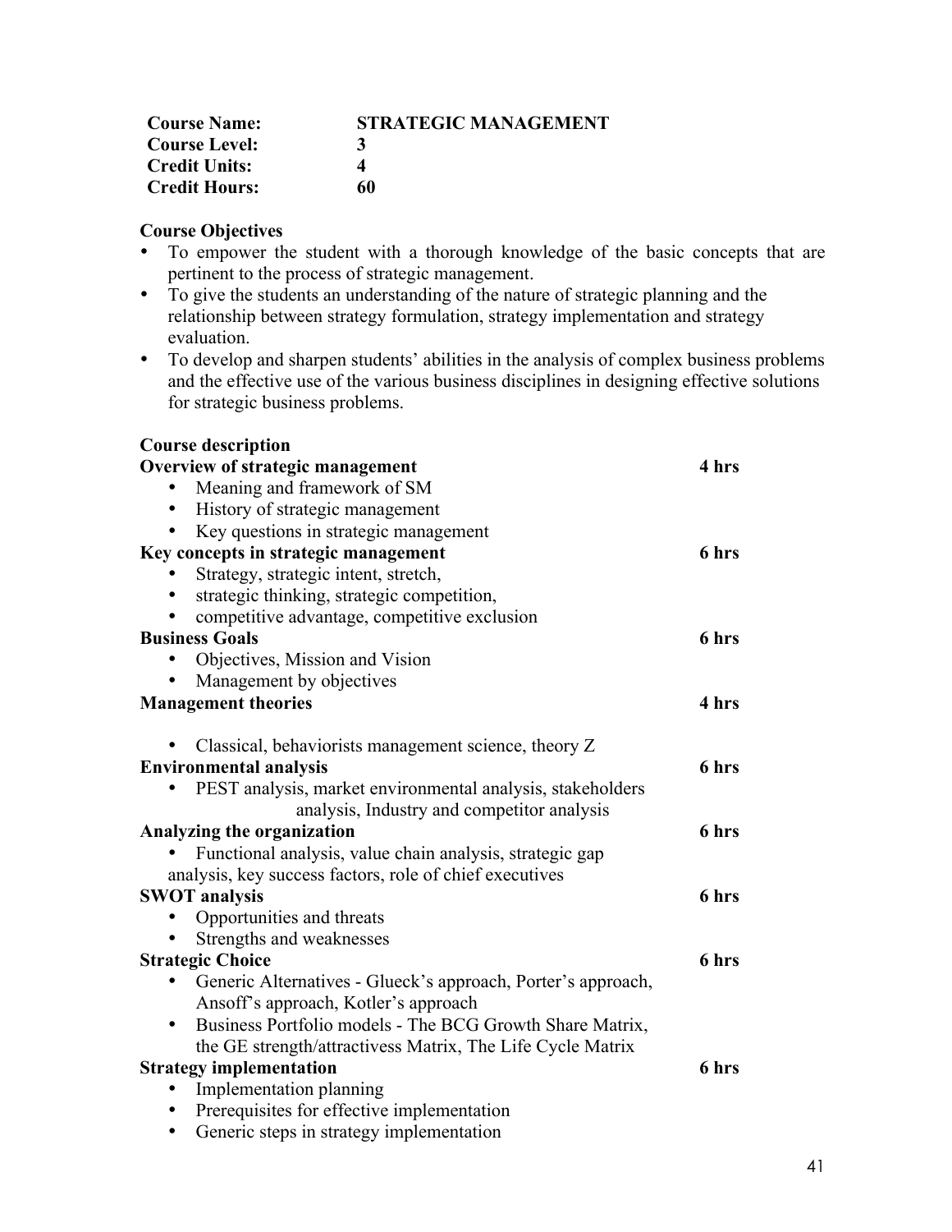| | |
|---|---|
| **Course Name:** | **STRATEGIC MANAGEMENT** |
| **Course Level:** | **3** |
| **Credit Units:** | **4** |
| **Credit Hours:** | **60** |

**Course Objectives**

- To empower the student with a thorough knowledge of the basic concepts that are pertinent to the process of strategic management.
- To give the students an understanding of the nature of strategic planning and the relationship between strategy formulation, strategy implementation and strategy evaluation.
- To develop and sharpen students' abilities in the analysis of complex business problems and the effective use of the various business disciplines in designing effective solutions for strategic business problems.

**Course description**

**Overview of strategic management** — **4 hrs**
- Meaning and framework of SM
- History of strategic management
- Key questions in strategic management

**Key concepts in strategic management** — **6 hrs**
- Strategy, strategic intent, stretch,
- strategic thinking, strategic competition,
- competitive advantage, competitive exclusion

**Business Goals** — **6 hrs**
- Objectives, Mission and Vision
- Management by objectives

**Management theories** — **4 hrs**
- Classical, behaviorists management science, theory Z

**Environmental analysis** — **6 hrs**
- PEST analysis, market environmental analysis, stakeholders analysis, Industry and competitor analysis

**Analyzing the organization** — **6 hrs**
- Functional analysis, value chain analysis, strategic gap analysis, key success factors, role of chief executives

**SWOT analysis** — **6 hrs**
- Opportunities and threats
- Strengths and weaknesses

**Strategic Choice** — **6 hrs**
- Generic Alternatives - Glueck's approach, Porter's approach, Ansoff's approach, Kotler's approach
- Business Portfolio models - The BCG Growth Share Matrix, the GE strength/attractivess Matrix, The Life Cycle Matrix

**Strategy implementation** — **6 hrs**
- Implementation planning
- Prerequisites for effective implementation
- Generic steps in strategy implementation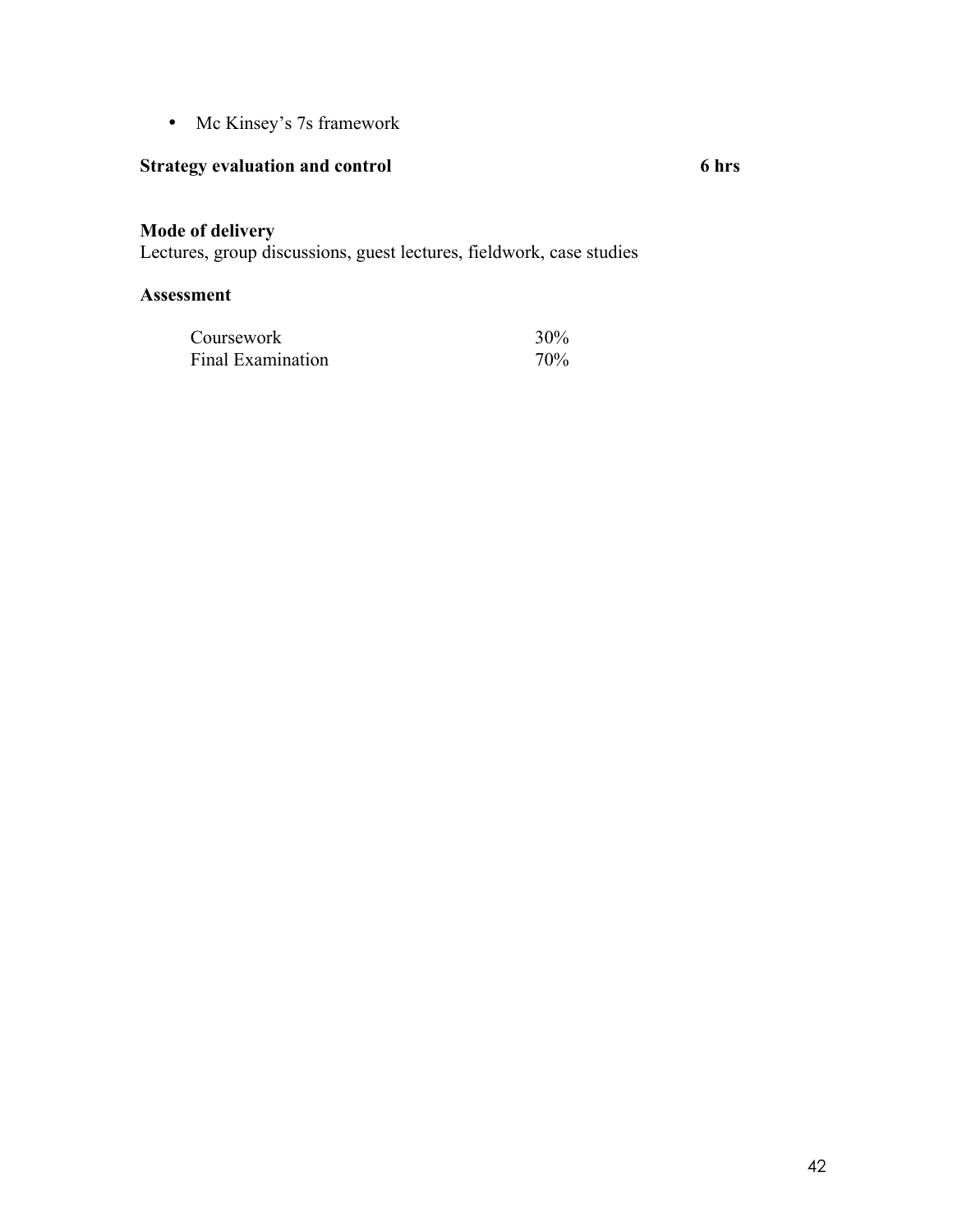- Mc Kinsey's 7s framework

**Strategy evaluation and control** **6 hrs**

**Mode of delivery**
Lectures, group discussions, guest lectures, fieldwork, case studies

**Assessment**

| | |
|---|---|
| Coursework | 30% |
| Final Examination | 70% |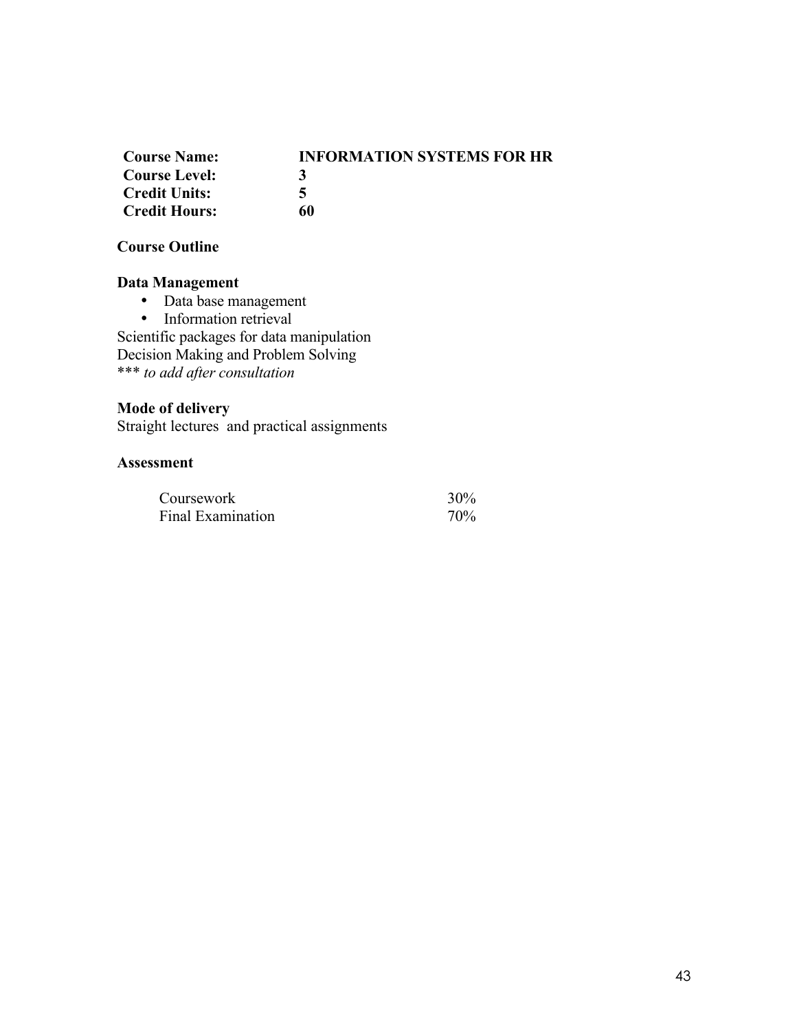| | |
|---|---|
| **Course Name:** | **INFORMATION SYSTEMS FOR HR** |
| **Course Level:** | **3** |
| **Credit Units:** | **5** |
| **Credit Hours:** | **60** |

**Course Outline**

**Data Management**

- Data base management
- Information retrieval

Scientific packages for data manipulation
Decision Making and Problem Solving
*** *to add after consultation*

**Mode of delivery**
Straight lectures and practical assignments

**Assessment**

| | |
|---|---|
| Coursework | 30% |
| Final Examination | 70% |